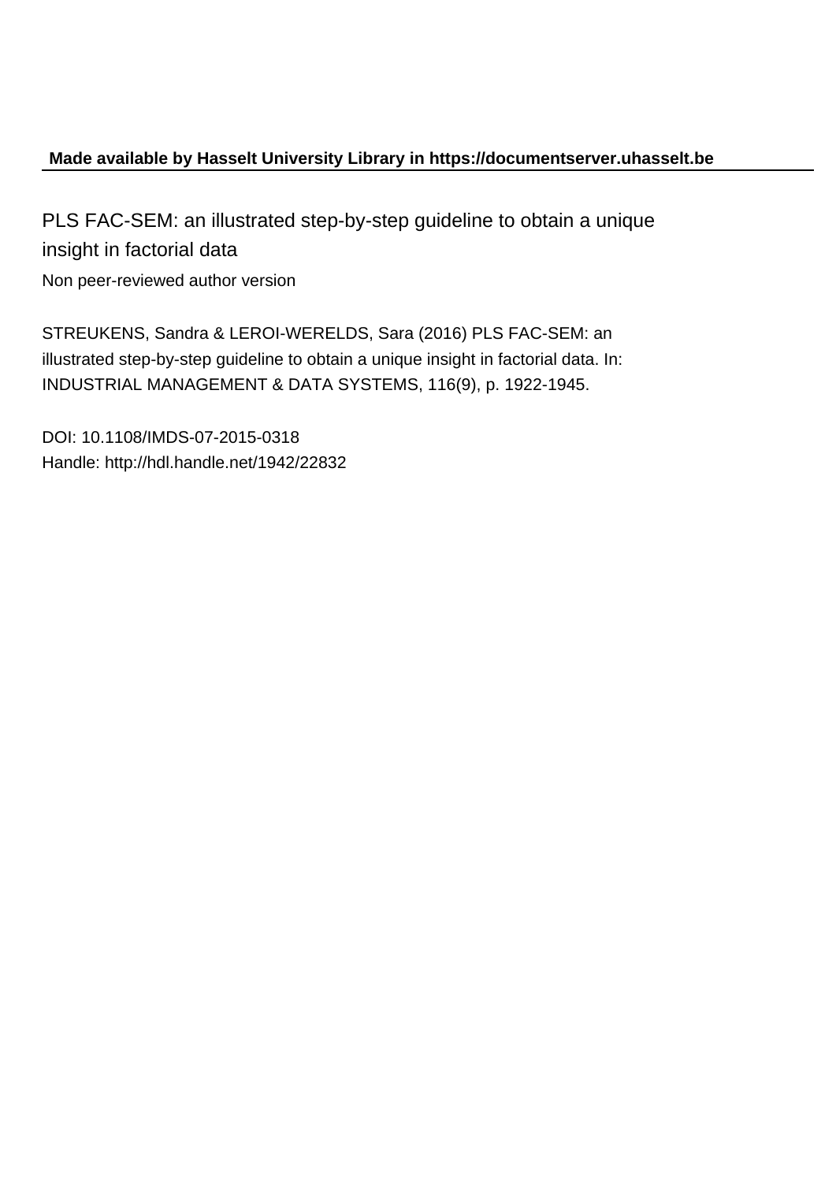**Made available by Hasselt University Library in https://documentserver.uhasselt.be**

# PLS FAC-SEM: an illustrated step-by-step guideline to obtain a unique insight in factorial data

Non peer-reviewed author version

STREUKENS, Sandra & LEROI-WERELDS, Sara (2016) PLS FAC-SEM: an illustrated step-by-step guideline to obtain a unique insight in factorial data. In: INDUSTRIAL MANAGEMENT & DATA SYSTEMS, 116(9), p. 1922-1945.

DOI: 10.1108/IMDS-07-2015-0318
Handle: http://hdl.handle.net/1942/22832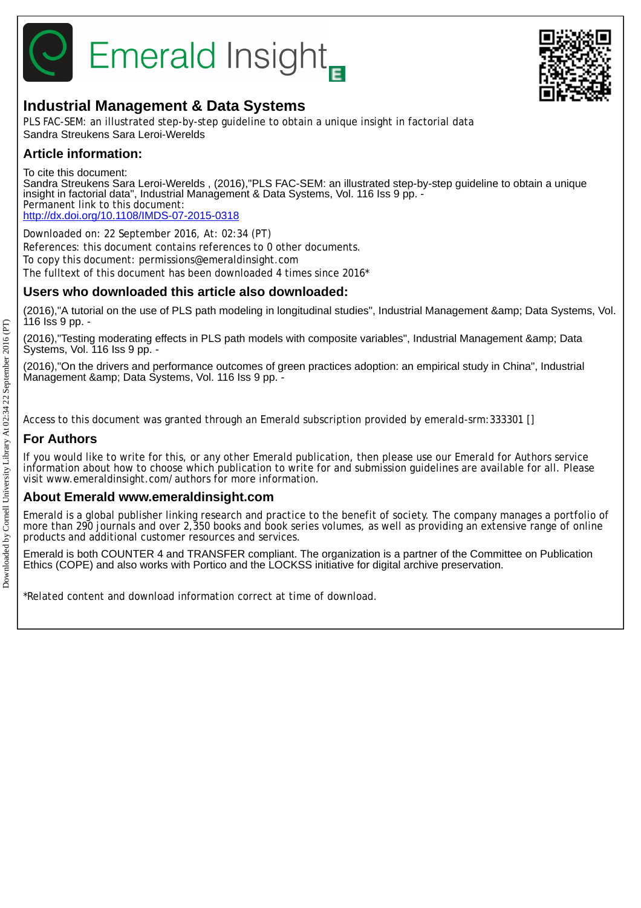# Industrial Management & Data Systems

PLS FAC-SEM: an illustrated step-by-step guideline to obtain a unique insight in factorial data
Sandra Streukens Sara Leroi-Werelds

## Article information:

To cite this document:
Sandra Streukens Sara Leroi-Werelds , (2016),"PLS FAC-SEM: an illustrated step-by-step guideline to obtain a unique insight in factorial data", Industrial Management & Data Systems, Vol. 116 Iss 9 pp. -
Permanent link to this document:
http://dx.doi.org/10.1108/IMDS-07-2015-0318

Downloaded on: 22 September 2016, At: 02:34 (PT)
References: this document contains references to 0 other documents.
To copy this document: permissions@emeraldinsight.com
The fulltext of this document has been downloaded 4 times since 2016*

## Users who downloaded this article also downloaded:

(2016),"A tutorial on the use of PLS path modeling in longitudinal studies", Industrial Management &amp; Data Systems, Vol. 116 Iss 9 pp. -

(2016),"Testing moderating effects in PLS path models with composite variables", Industrial Management &amp; Data Systems, Vol. 116 Iss 9 pp. -

(2016),"On the drivers and performance outcomes of green practices adoption: an empirical study in China", Industrial Management &amp; Data Systems, Vol. 116 Iss 9 pp. -

Access to this document was granted through an Emerald subscription provided by emerald-srm:333301 []

## For Authors

If you would like to write for this, or any other Emerald publication, then please use our Emerald for Authors service information about how to choose which publication to write for and submission guidelines are available for all. Please visit www.emeraldinsight.com/authors for more information.

## About Emerald www.emeraldinsight.com

Emerald is a global publisher linking research and practice to the benefit of society. The company manages a portfolio of more than 290 journals and over 2,350 books and book series volumes, as well as providing an extensive range of online products and additional customer resources and services.

Emerald is both COUNTER 4 and TRANSFER compliant. The organization is a partner of the Committee on Publication Ethics (COPE) and also works with Portico and the LOCKSS initiative for digital archive preservation.

*Related content and download information correct at time of download.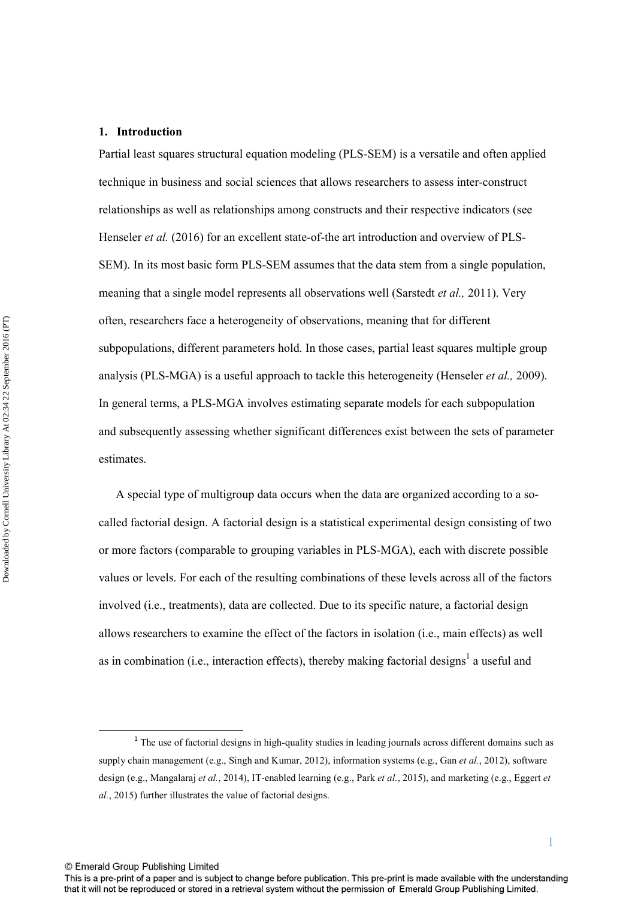## 1. Introduction

Partial least squares structural equation modeling (PLS-SEM) is a versatile and often applied technique in business and social sciences that allows researchers to assess inter-construct relationships as well as relationships among constructs and their respective indicators (see Henseler *et al.* (2016) for an excellent state-of-the art introduction and overview of PLS-SEM). In its most basic form PLS-SEM assumes that the data stem from a single population, meaning that a single model represents all observations well (Sarstedt *et al.,* 2011). Very often, researchers face a heterogeneity of observations, meaning that for different subpopulations, different parameters hold. In those cases, partial least squares multiple group analysis (PLS-MGA) is a useful approach to tackle this heterogeneity (Henseler *et al.,* 2009). In general terms, a PLS-MGA involves estimating separate models for each subpopulation and subsequently assessing whether significant differences exist between the sets of parameter estimates.

A special type of multigroup data occurs when the data are organized according to a so-called factorial design. A factorial design is a statistical experimental design consisting of two or more factors (comparable to grouping variables in PLS-MGA), each with discrete possible values or levels. For each of the resulting combinations of these levels across all of the factors involved (i.e., treatments), data are collected. Due to its specific nature, a factorial design allows researchers to examine the effect of the factors in isolation (i.e., main effects) as well as in combination (i.e., interaction effects), thereby making factorial designs[1] a useful and

[1] The use of factorial designs in high-quality studies in leading journals across different domains such as supply chain management (e.g., Singh and Kumar, 2012), information systems (e.g., Gan *et al.*, 2012), software design (e.g., Mangalaraj *et al.*, 2014), IT-enabled learning (e.g., Park *et al.*, 2015), and marketing (e.g., Eggert *et al.*, 2015) further illustrates the value of factorial designs.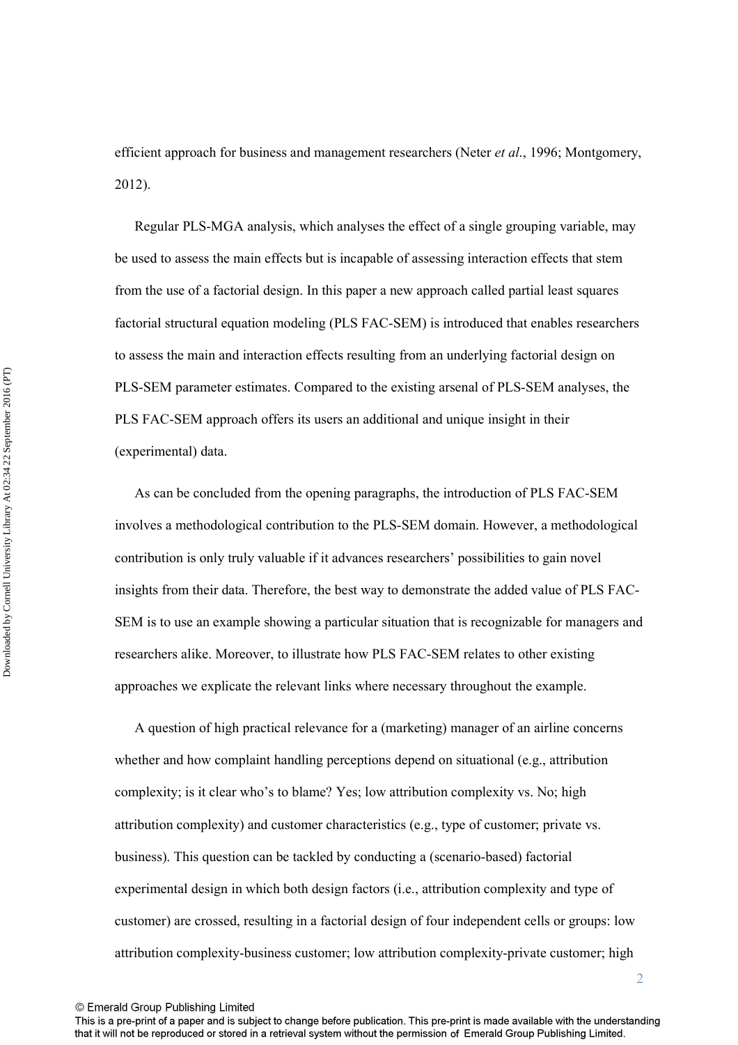efficient approach for business and management researchers (Neter *et al*., 1996; Montgomery, 2012).

Regular PLS-MGA analysis, which analyses the effect of a single grouping variable, may be used to assess the main effects but is incapable of assessing interaction effects that stem from the use of a factorial design. In this paper a new approach called partial least squares factorial structural equation modeling (PLS FAC-SEM) is introduced that enables researchers to assess the main and interaction effects resulting from an underlying factorial design on PLS-SEM parameter estimates. Compared to the existing arsenal of PLS-SEM analyses, the PLS FAC-SEM approach offers its users an additional and unique insight in their (experimental) data.

As can be concluded from the opening paragraphs, the introduction of PLS FAC-SEM involves a methodological contribution to the PLS-SEM domain. However, a methodological contribution is only truly valuable if it advances researchers' possibilities to gain novel insights from their data. Therefore, the best way to demonstrate the added value of PLS FAC-SEM is to use an example showing a particular situation that is recognizable for managers and researchers alike. Moreover, to illustrate how PLS FAC-SEM relates to other existing approaches we explicate the relevant links where necessary throughout the example.

A question of high practical relevance for a (marketing) manager of an airline concerns whether and how complaint handling perceptions depend on situational (e.g., attribution complexity; is it clear who's to blame? Yes; low attribution complexity vs. No; high attribution complexity) and customer characteristics (e.g., type of customer; private vs. business). This question can be tackled by conducting a (scenario-based) factorial experimental design in which both design factors (i.e., attribution complexity and type of customer) are crossed, resulting in a factorial design of four independent cells or groups: low attribution complexity-business customer; low attribution complexity-private customer; high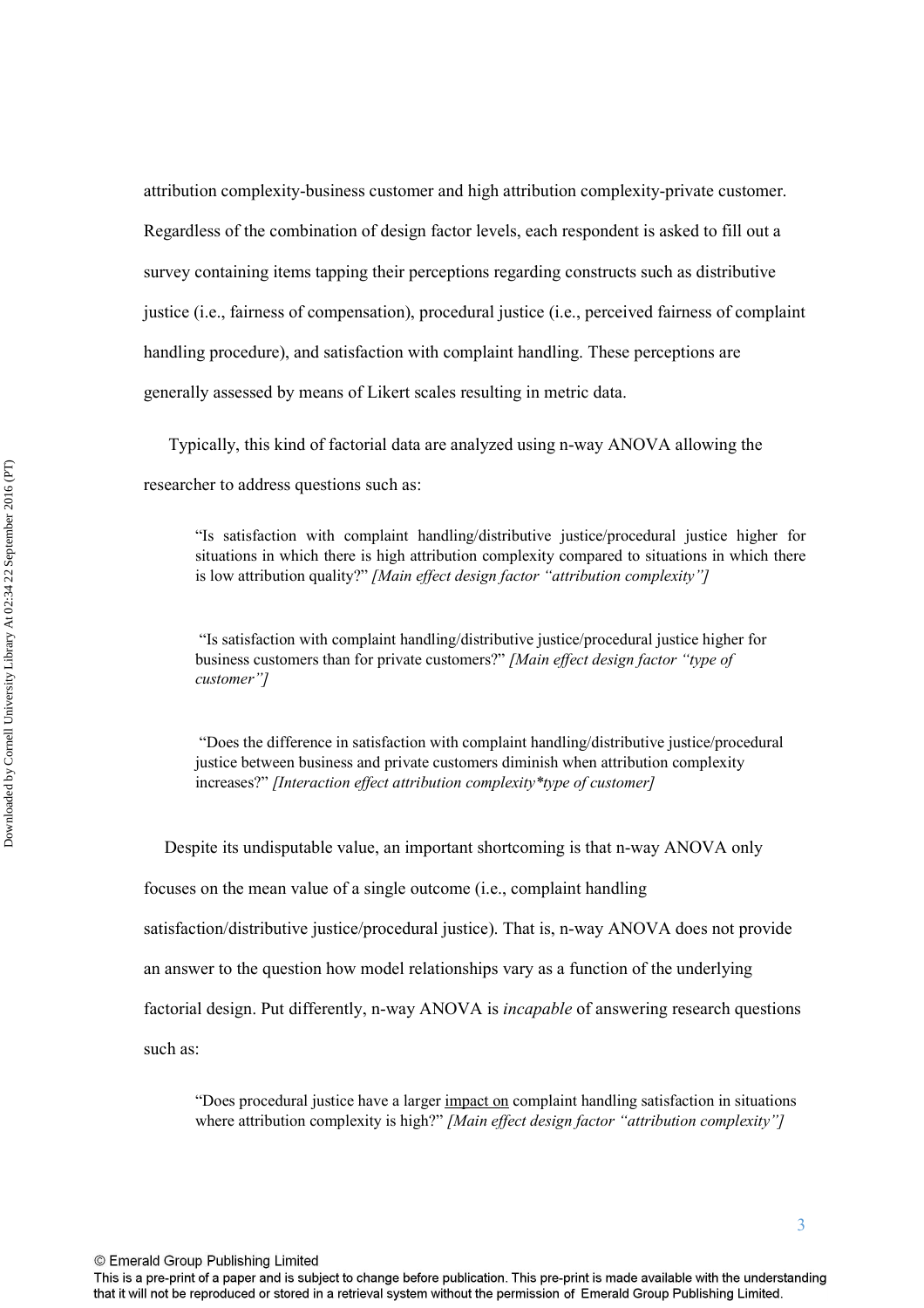attribution complexity-business customer and high attribution complexity-private customer. Regardless of the combination of design factor levels, each respondent is asked to fill out a survey containing items tapping their perceptions regarding constructs such as distributive justice (i.e., fairness of compensation), procedural justice (i.e., perceived fairness of complaint handling procedure), and satisfaction with complaint handling. These perceptions are generally assessed by means of Likert scales resulting in metric data.

Typically, this kind of factorial data are analyzed using n-way ANOVA allowing the researcher to address questions such as:

> "Is satisfaction with complaint handling/distributive justice/procedural justice higher for situations in which there is high attribution complexity compared to situations in which there is low attribution quality?" *[Main effect design factor "attribution complexity"]*

> "Is satisfaction with complaint handling/distributive justice/procedural justice higher for business customers than for private customers?" *[Main effect design factor "type of customer"]*

> "Does the difference in satisfaction with complaint handling/distributive justice/procedural justice between business and private customers diminish when attribution complexity increases?" *[Interaction effect attribution complexity*type of customer]*

Despite its undisputable value, an important shortcoming is that n-way ANOVA only focuses on the mean value of a single outcome (i.e., complaint handling satisfaction/distributive justice/procedural justice). That is, n-way ANOVA does not provide an answer to the question how model relationships vary as a function of the underlying factorial design. Put differently, n-way ANOVA is *incapable* of answering research questions such as:

> "Does procedural justice have a larger <u>impact on</u> complaint handling satisfaction in situations where attribution complexity is high?" *[Main effect design factor "attribution complexity"]*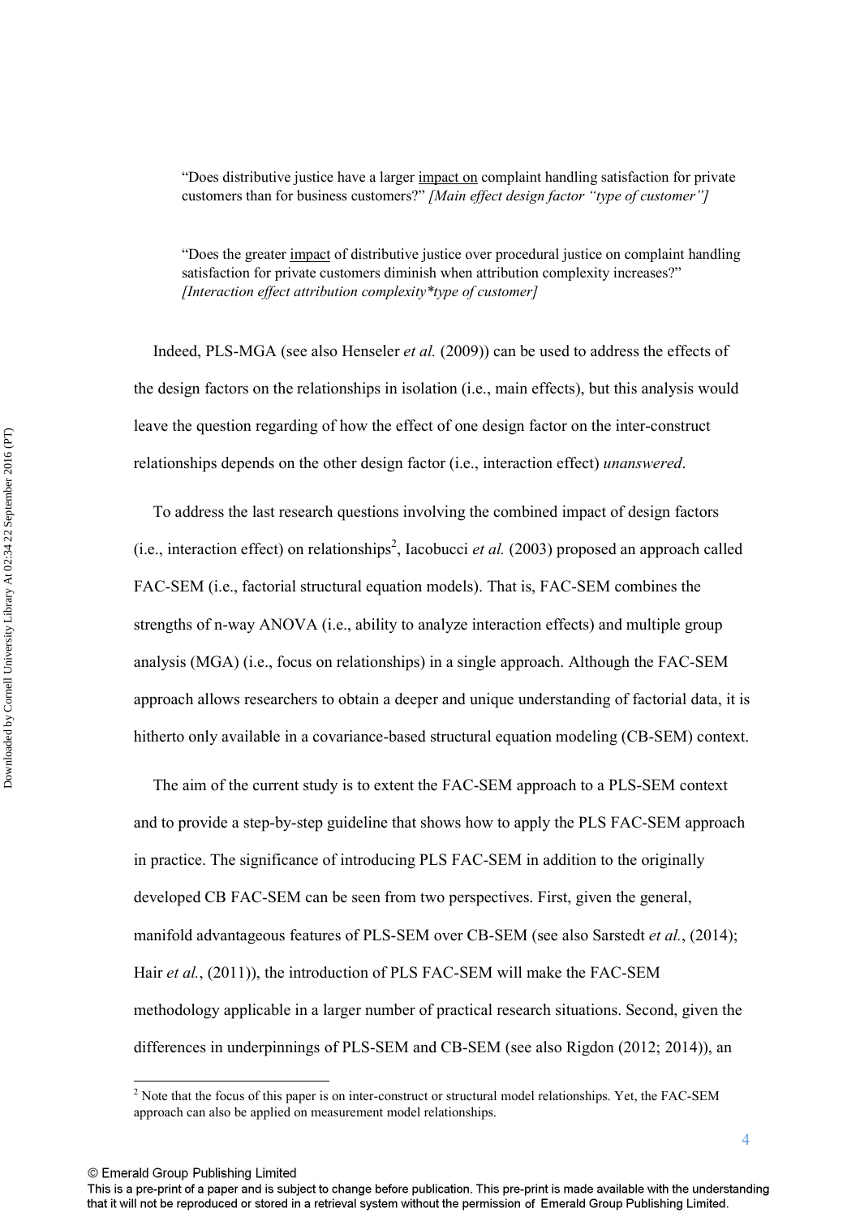> "Does distributive justice have a larger <u>impact on</u> complaint handling satisfaction for private customers than for business customers?" *[Main effect design factor "type of customer"]*

> "Does the greater <u>impact</u> of distributive justice over procedural justice on complaint handling satisfaction for private customers diminish when attribution complexity increases?" *[Interaction effect attribution complexity*type of customer]*

Indeed, PLS-MGA (see also Henseler *et al.* (2009)) can be used to address the effects of the design factors on the relationships in isolation (i.e., main effects), but this analysis would leave the question regarding of how the effect of one design factor on the inter-construct relationships depends on the other design factor (i.e., interaction effect) *unanswered*.

To address the last research questions involving the combined impact of design factors (i.e., interaction effect) on relationships[2], Iacobucci *et al.* (2003) proposed an approach called FAC-SEM (i.e., factorial structural equation models). That is, FAC-SEM combines the strengths of n-way ANOVA (i.e., ability to analyze interaction effects) and multiple group analysis (MGA) (i.e., focus on relationships) in a single approach. Although the FAC-SEM approach allows researchers to obtain a deeper and unique understanding of factorial data, it is hitherto only available in a covariance-based structural equation modeling (CB-SEM) context.

The aim of the current study is to extent the FAC-SEM approach to a PLS-SEM context and to provide a step-by-step guideline that shows how to apply the PLS FAC-SEM approach in practice. The significance of introducing PLS FAC-SEM in addition to the originally developed CB FAC-SEM can be seen from two perspectives. First, given the general, manifold advantageous features of PLS-SEM over CB-SEM (see also Sarstedt *et al.*, (2014); Hair *et al.*, (2011)), the introduction of PLS FAC-SEM will make the FAC-SEM methodology applicable in a larger number of practical research situations. Second, given the differences in underpinnings of PLS-SEM and CB-SEM (see also Rigdon (2012; 2014)), an

---

[2] Note that the focus of this paper is on inter-construct or structural model relationships. Yet, the FAC-SEM approach can also be applied on measurement model relationships.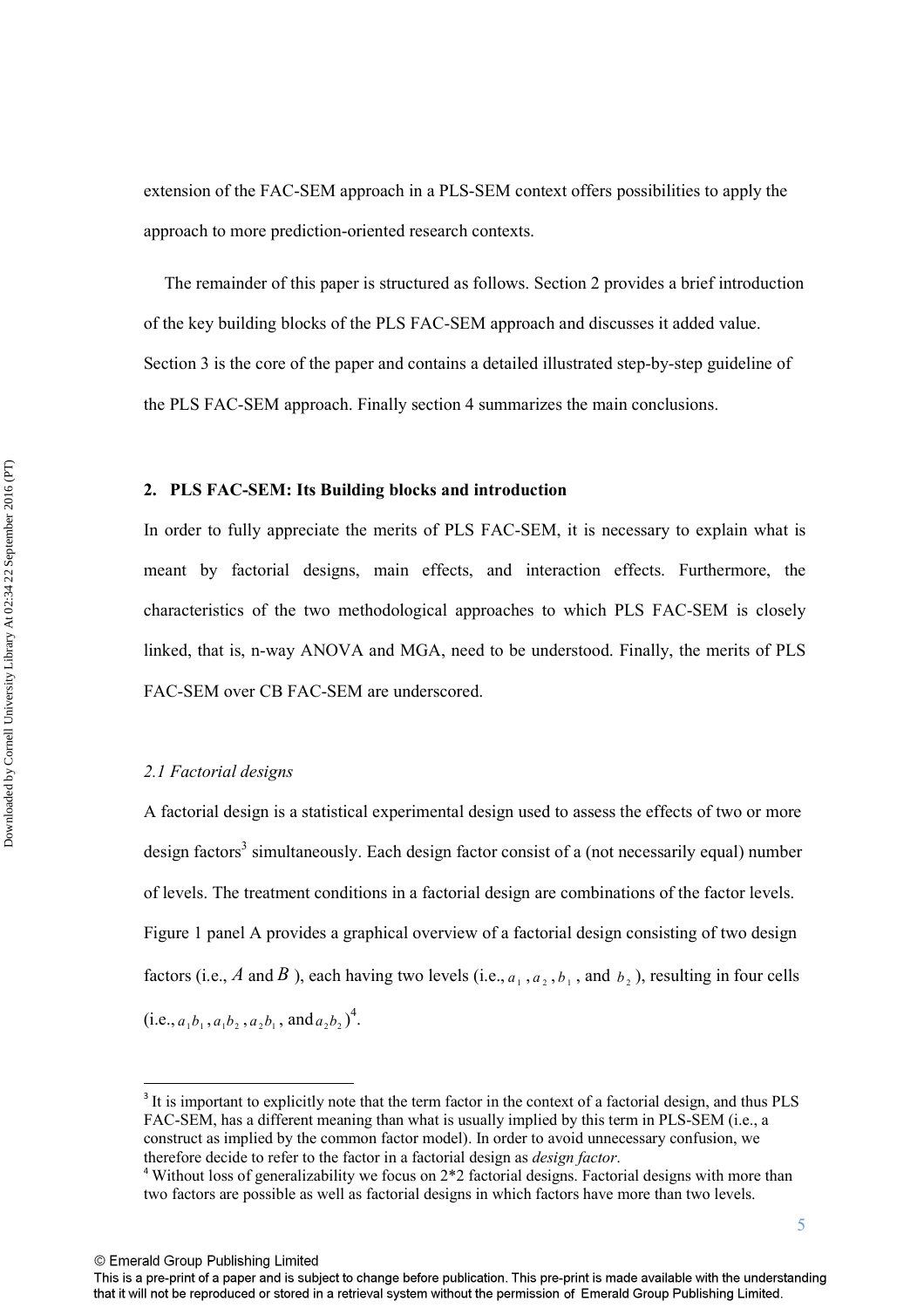extension of the FAC-SEM approach in a PLS-SEM context offers possibilities to apply the approach to more prediction-oriented research contexts.

The remainder of this paper is structured as follows. Section 2 provides a brief introduction of the key building blocks of the PLS FAC-SEM approach and discusses it added value. Section 3 is the core of the paper and contains a detailed illustrated step-by-step guideline of the PLS FAC-SEM approach. Finally section 4 summarizes the main conclusions.

## 2. PLS FAC-SEM: Its Building blocks and introduction

In order to fully appreciate the merits of PLS FAC-SEM, it is necessary to explain what is meant by factorial designs, main effects, and interaction effects. Furthermore, the characteristics of the two methodological approaches to which PLS FAC-SEM is closely linked, that is, n-way ANOVA and MGA, need to be understood. Finally, the merits of PLS FAC-SEM over CB FAC-SEM are underscored.

### *2.1 Factorial designs*

A factorial design is a statistical experimental design used to assess the effects of two or more design factors[3] simultaneously. Each design factor consist of a (not necessarily equal) number of levels. The treatment conditions in a factorial design are combinations of the factor levels. Figure 1 panel A provides a graphical overview of a factorial design consisting of two design factors (i.e., $A$ and $B$ ), each having two levels (i.e., $a_1$ , $a_2$ , $b_1$ , and $b_2$ ), resulting in four cells (i.e., $a_1b_1$ , $a_1b_2$ , $a_2b_1$ , and $a_2b_2$ )[4].

[3] It is important to explicitly note that the term factor in the context of a factorial design, and thus PLS FAC-SEM, has a different meaning than what is usually implied by this term in PLS-SEM (i.e., a construct as implied by the common factor model). In order to avoid unnecessary confusion, we therefore decide to refer to the factor in a factorial design as *design factor*.

[4] Without loss of generalizability we focus on 2*2 factorial designs. Factorial designs with more than two factors are possible as well as factorial designs in which factors have more than two levels.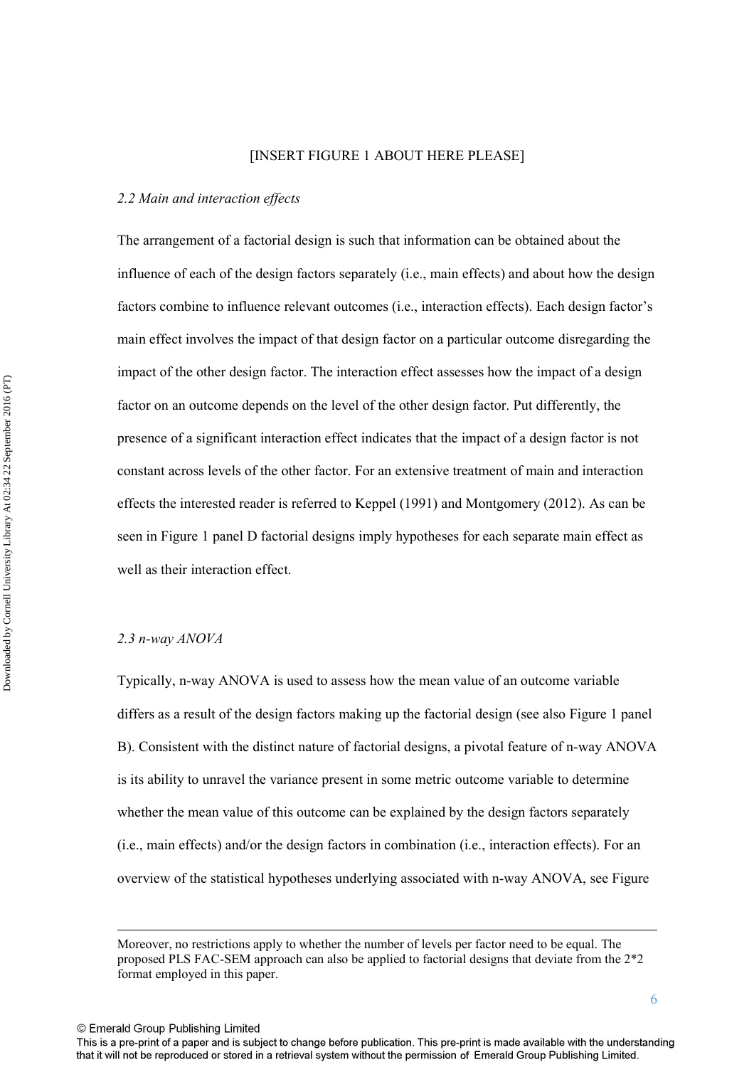[INSERT FIGURE 1 ABOUT HERE PLEASE]

*2.2 Main and interaction effects*

The arrangement of a factorial design is such that information can be obtained about the influence of each of the design factors separately (i.e., main effects) and about how the design factors combine to influence relevant outcomes (i.e., interaction effects). Each design factor's main effect involves the impact of that design factor on a particular outcome disregarding the impact of the other design factor. The interaction effect assesses how the impact of a design factor on an outcome depends on the level of the other design factor. Put differently, the presence of a significant interaction effect indicates that the impact of a design factor is not constant across levels of the other factor. For an extensive treatment of main and interaction effects the interested reader is referred to Keppel (1991) and Montgomery (2012). As can be seen in Figure 1 panel D factorial designs imply hypotheses for each separate main effect as well as their interaction effect.

*2.3 n-way ANOVA*

Typically, n-way ANOVA is used to assess how the mean value of an outcome variable differs as a result of the design factors making up the factorial design (see also Figure 1 panel B). Consistent with the distinct nature of factorial designs, a pivotal feature of n-way ANOVA is its ability to unravel the variance present in some metric outcome variable to determine whether the mean value of this outcome can be explained by the design factors separately (i.e., main effects) and/or the design factors in combination (i.e., interaction effects). For an overview of the statistical hypotheses underlying associated with n-way ANOVA, see Figure

---

Moreover, no restrictions apply to whether the number of levels per factor need to be equal. The proposed PLS FAC-SEM approach can also be applied to factorial designs that deviate from the 2*2 format employed in this paper.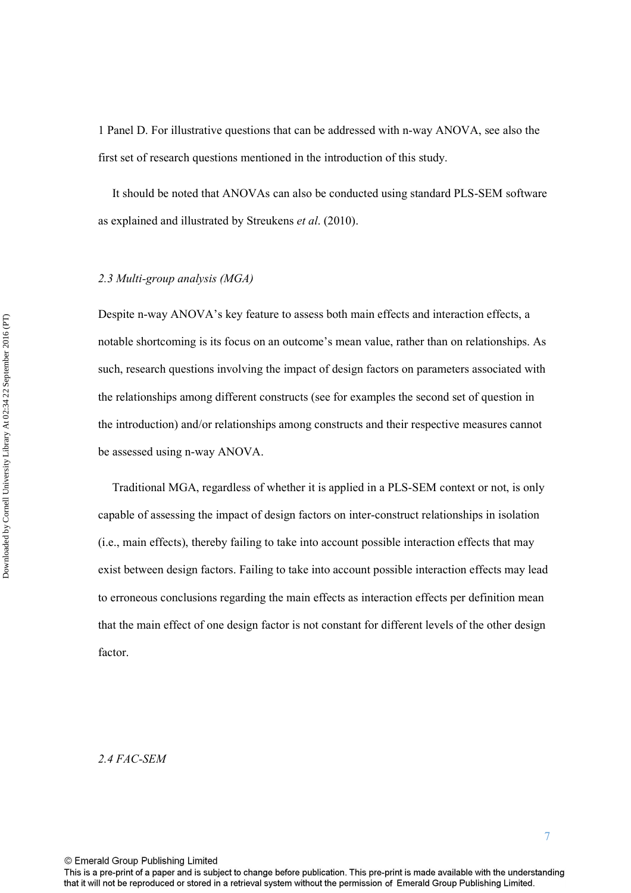1 Panel D. For illustrative questions that can be addressed with n-way ANOVA, see also the first set of research questions mentioned in the introduction of this study.

It should be noted that ANOVAs can also be conducted using standard PLS-SEM software as explained and illustrated by Streukens *et al*. (2010).

### *2.3 Multi-group analysis (MGA)*

Despite n-way ANOVA's key feature to assess both main effects and interaction effects, a notable shortcoming is its focus on an outcome's mean value, rather than on relationships. As such, research questions involving the impact of design factors on parameters associated with the relationships among different constructs (see for examples the second set of question in the introduction) and/or relationships among constructs and their respective measures cannot be assessed using n-way ANOVA.

Traditional MGA, regardless of whether it is applied in a PLS-SEM context or not, is only capable of assessing the impact of design factors on inter-construct relationships in isolation (i.e., main effects), thereby failing to take into account possible interaction effects that may exist between design factors. Failing to take into account possible interaction effects may lead to erroneous conclusions regarding the main effects as interaction effects per definition mean that the main effect of one design factor is not constant for different levels of the other design factor.

### *2.4 FAC-SEM*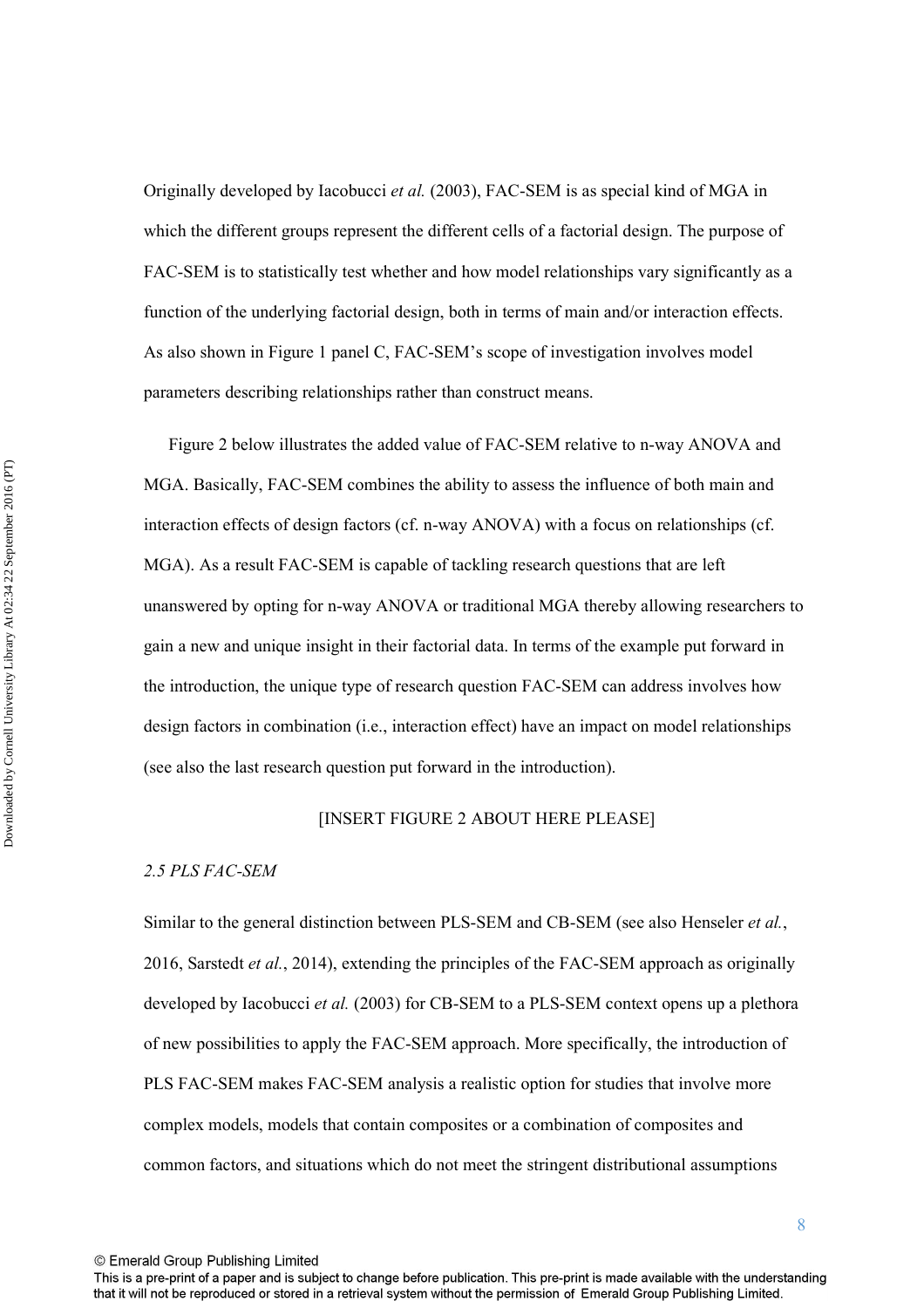Originally developed by Iacobucci *et al.* (2003), FAC-SEM is as special kind of MGA in which the different groups represent the different cells of a factorial design. The purpose of FAC-SEM is to statistically test whether and how model relationships vary significantly as a function of the underlying factorial design, both in terms of main and/or interaction effects. As also shown in Figure 1 panel C, FAC-SEM's scope of investigation involves model parameters describing relationships rather than construct means.

Figure 2 below illustrates the added value of FAC-SEM relative to n-way ANOVA and MGA. Basically, FAC-SEM combines the ability to assess the influence of both main and interaction effects of design factors (cf. n-way ANOVA) with a focus on relationships (cf. MGA). As a result FAC-SEM is capable of tackling research questions that are left unanswered by opting for n-way ANOVA or traditional MGA thereby allowing researchers to gain a new and unique insight in their factorial data. In terms of the example put forward in the introduction, the unique type of research question FAC-SEM can address involves how design factors in combination (i.e., interaction effect) have an impact on model relationships (see also the last research question put forward in the introduction).

[INSERT FIGURE 2 ABOUT HERE PLEASE]

### *2.5 PLS FAC-SEM*

Similar to the general distinction between PLS-SEM and CB-SEM (see also Henseler *et al.*, 2016, Sarstedt *et al.*, 2014), extending the principles of the FAC-SEM approach as originally developed by Iacobucci *et al.* (2003) for CB-SEM to a PLS-SEM context opens up a plethora of new possibilities to apply the FAC-SEM approach. More specifically, the introduction of PLS FAC-SEM makes FAC-SEM analysis a realistic option for studies that involve more complex models, models that contain composites or a combination of composites and common factors, and situations which do not meet the stringent distributional assumptions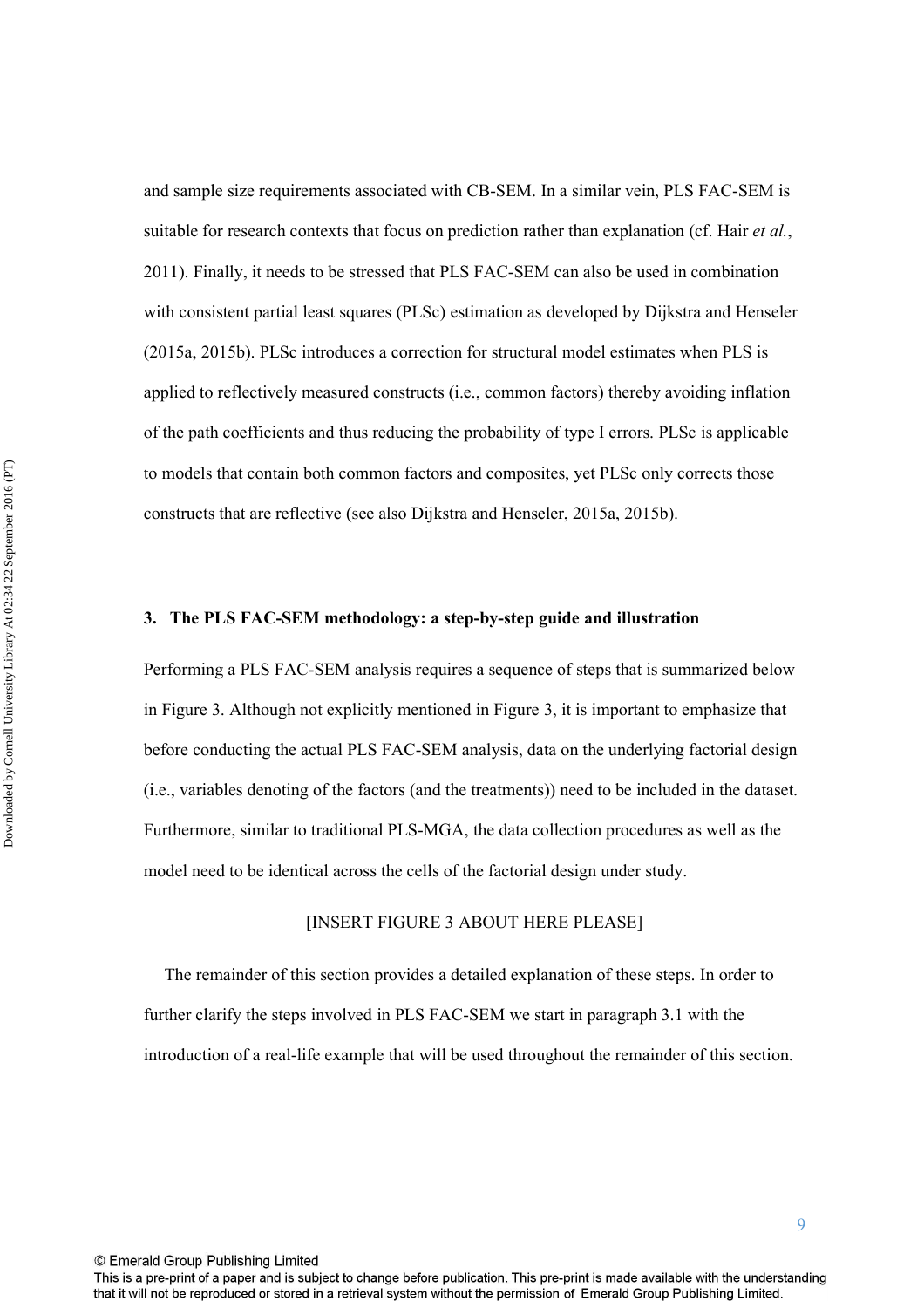and sample size requirements associated with CB-SEM. In a similar vein, PLS FAC-SEM is suitable for research contexts that focus on prediction rather than explanation (cf. Hair *et al.*, 2011). Finally, it needs to be stressed that PLS FAC-SEM can also be used in combination with consistent partial least squares (PLSc) estimation as developed by Dijkstra and Henseler (2015a, 2015b). PLSc introduces a correction for structural model estimates when PLS is applied to reflectively measured constructs (i.e., common factors) thereby avoiding inflation of the path coefficients and thus reducing the probability of type I errors. PLSc is applicable to models that contain both common factors and composites, yet PLSc only corrects those constructs that are reflective (see also Dijkstra and Henseler, 2015a, 2015b).

## 3. The PLS FAC-SEM methodology: a step-by-step guide and illustration

Performing a PLS FAC-SEM analysis requires a sequence of steps that is summarized below in Figure 3. Although not explicitly mentioned in Figure 3, it is important to emphasize that before conducting the actual PLS FAC-SEM analysis, data on the underlying factorial design (i.e., variables denoting of the factors (and the treatments)) need to be included in the dataset. Furthermore, similar to traditional PLS-MGA, the data collection procedures as well as the model need to be identical across the cells of the factorial design under study.

[INSERT FIGURE 3 ABOUT HERE PLEASE]

The remainder of this section provides a detailed explanation of these steps. In order to further clarify the steps involved in PLS FAC-SEM we start in paragraph 3.1 with the introduction of a real-life example that will be used throughout the remainder of this section.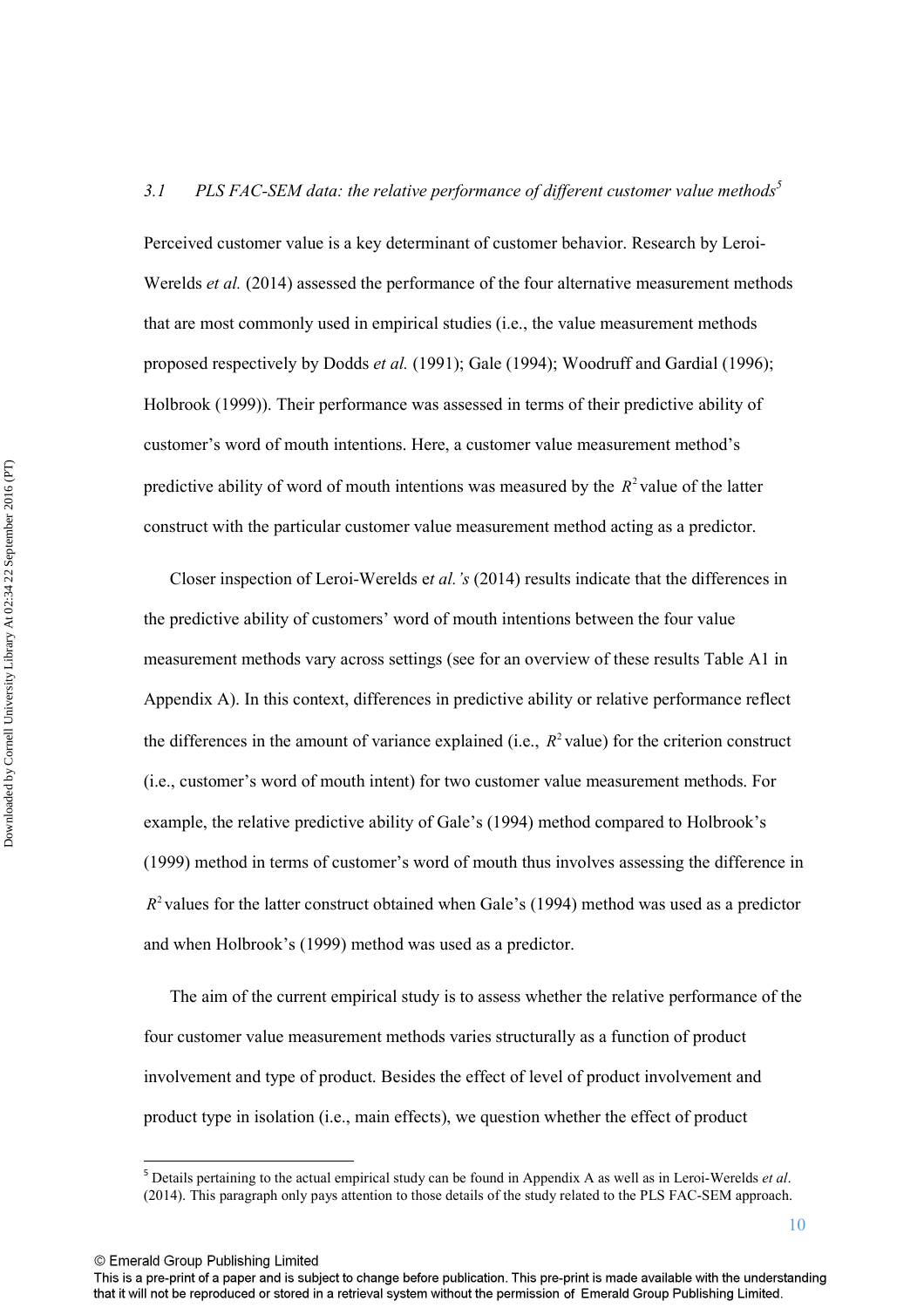### 3.1 *PLS FAC-SEM data: the relative performance of different customer value methods*[5]

Perceived customer value is a key determinant of customer behavior. Research by Leroi-Werelds *et al.* (2014) assessed the performance of the four alternative measurement methods that are most commonly used in empirical studies (i.e., the value measurement methods proposed respectively by Dodds *et al.* (1991); Gale (1994); Woodruff and Gardial (1996); Holbrook (1999)). Their performance was assessed in terms of their predictive ability of customer's word of mouth intentions. Here, a customer value measurement method's predictive ability of word of mouth intentions was measured by the $R^2$ value of the latter construct with the particular customer value measurement method acting as a predictor.

Closer inspection of Leroi-Werelds e*t al.'s* (2014) results indicate that the differences in the predictive ability of customers' word of mouth intentions between the four value measurement methods vary across settings (see for an overview of these results Table A1 in Appendix A). In this context, differences in predictive ability or relative performance reflect the differences in the amount of variance explained (i.e., $R^2$ value) for the criterion construct (i.e., customer's word of mouth intent) for two customer value measurement methods. For example, the relative predictive ability of Gale's (1994) method compared to Holbrook's (1999) method in terms of customer's word of mouth thus involves assessing the difference in $R^2$ values for the latter construct obtained when Gale's (1994) method was used as a predictor and when Holbrook's (1999) method was used as a predictor.

The aim of the current empirical study is to assess whether the relative performance of the four customer value measurement methods varies structurally as a function of product involvement and type of product. Besides the effect of level of product involvement and product type in isolation (i.e., main effects), we question whether the effect of product

[5] Details pertaining to the actual empirical study can be found in Appendix A as well as in Leroi-Werelds *et al*. (2014). This paragraph only pays attention to those details of the study related to the PLS FAC-SEM approach.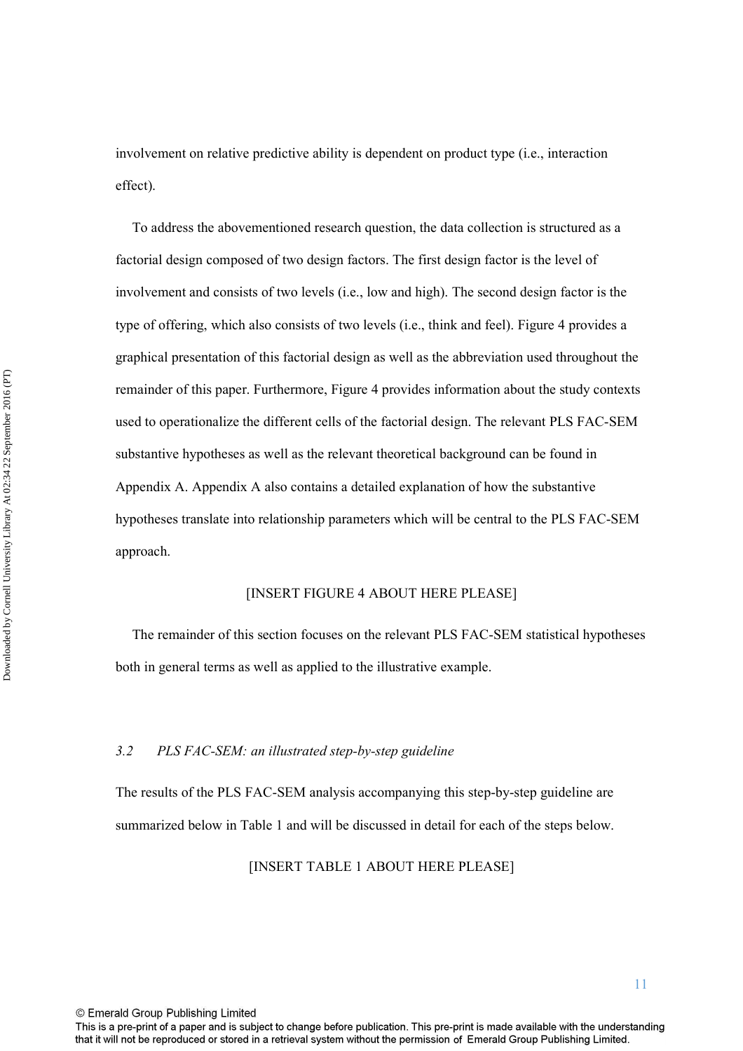involvement on relative predictive ability is dependent on product type (i.e., interaction effect).

To address the abovementioned research question, the data collection is structured as a factorial design composed of two design factors. The first design factor is the level of involvement and consists of two levels (i.e., low and high). The second design factor is the type of offering, which also consists of two levels (i.e., think and feel). Figure 4 provides a graphical presentation of this factorial design as well as the abbreviation used throughout the remainder of this paper. Furthermore, Figure 4 provides information about the study contexts used to operationalize the different cells of the factorial design. The relevant PLS FAC-SEM substantive hypotheses as well as the relevant theoretical background can be found in Appendix A. Appendix A also contains a detailed explanation of how the substantive hypotheses translate into relationship parameters which will be central to the PLS FAC-SEM approach.

[INSERT FIGURE 4 ABOUT HERE PLEASE]

The remainder of this section focuses on the relevant PLS FAC-SEM statistical hypotheses both in general terms as well as applied to the illustrative example.

### *3.2 PLS FAC-SEM: an illustrated step-by-step guideline*

The results of the PLS FAC-SEM analysis accompanying this step-by-step guideline are summarized below in Table 1 and will be discussed in detail for each of the steps below.

[INSERT TABLE 1 ABOUT HERE PLEASE]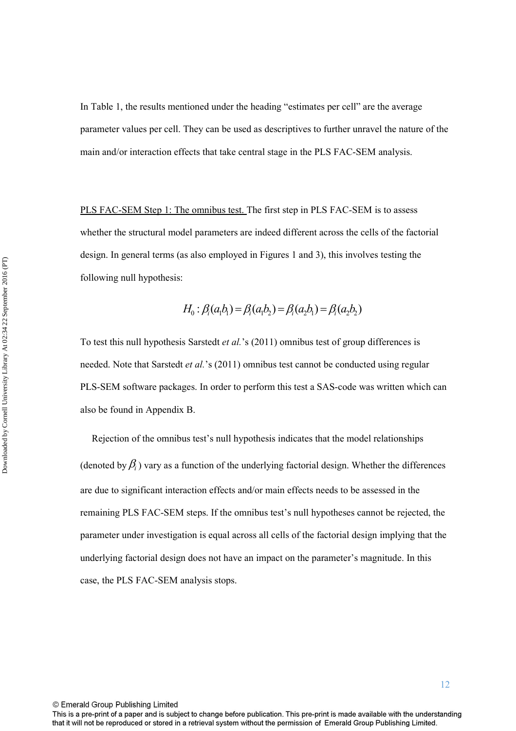In Table 1, the results mentioned under the heading "estimates per cell" are the average parameter values per cell. They can be used as descriptives to further unravel the nature of the main and/or interaction effects that take central stage in the PLS FAC-SEM analysis.

PLS FAC-SEM Step 1: The omnibus test. The first step in PLS FAC-SEM is to assess whether the structural model parameters are indeed different across the cells of the factorial design. In general terms (as also employed in Figures 1 and 3), this involves testing the following null hypothesis:

$$H_0 : \beta_i(a_1b_1) = \beta_i(a_1b_2) = \beta_i(a_2b_1) = \beta_i(a_2b_2)$$

To test this null hypothesis Sarstedt *et al.*'s (2011) omnibus test of group differences is needed. Note that Sarstedt *et al.*'s (2011) omnibus test cannot be conducted using regular PLS-SEM software packages. In order to perform this test a SAS-code was written which can also be found in Appendix B.

Rejection of the omnibus test's null hypothesis indicates that the model relationships (denoted by $\beta_i$) vary as a function of the underlying factorial design. Whether the differences are due to significant interaction effects and/or main effects needs to be assessed in the remaining PLS FAC-SEM steps. If the omnibus test's null hypotheses cannot be rejected, the parameter under investigation is equal across all cells of the factorial design implying that the underlying factorial design does not have an impact on the parameter's magnitude. In this case, the PLS FAC-SEM analysis stops.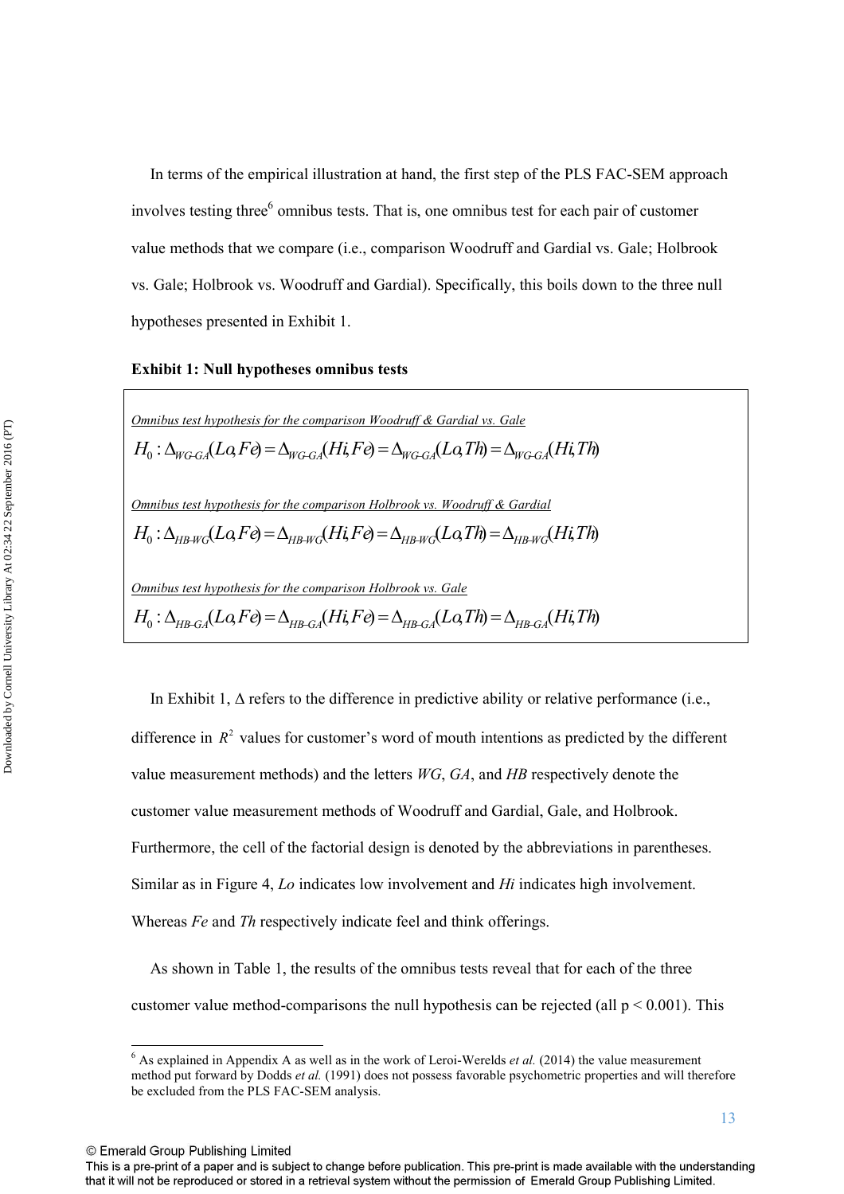In terms of the empirical illustration at hand, the first step of the PLS FAC-SEM approach involves testing three[6] omnibus tests. That is, one omnibus test for each pair of customer value methods that we compare (i.e., comparison Woodruff and Gardial vs. Gale; Holbrook vs. Gale; Holbrook vs. Woodruff and Gardial). Specifically, this boils down to the three null hypotheses presented in Exhibit 1.

**Exhibit 1: Null hypotheses omnibus tests**

*Omnibus test hypothesis for the comparison Woodruff & Gardial vs. Gale*

$$H_0 : \Delta_{WG\text{-}GA}(Lo,Fe) = \Delta_{WG\text{-}GA}(Hi,Fe) = \Delta_{WG\text{-}GA}(Lo,Th) = \Delta_{WG\text{-}GA}(Hi,Th)$$

*Omnibus test hypothesis for the comparison Holbrook vs. Woodruff & Gardial*

$$H_0 : \Delta_{HB\text{-}WG}(Lo,Fe) = \Delta_{HB\text{-}WG}(Hi,Fe) = \Delta_{HB\text{-}WG}(Lo,Th) = \Delta_{HB\text{-}WG}(Hi,Th)$$

*Omnibus test hypothesis for the comparison Holbrook vs. Gale*

$$H_0 : \Delta_{HB\text{-}GA}(Lo,Fe) = \Delta_{HB\text{-}GA}(Hi,Fe) = \Delta_{HB\text{-}GA}(Lo,Th) = \Delta_{HB\text{-}GA}(Hi,Th)$$

In Exhibit 1, $\Delta$ refers to the difference in predictive ability or relative performance (i.e., difference in $R^2$ values for customer's word of mouth intentions as predicted by the different value measurement methods) and the letters *WG*, *GA*, and *HB* respectively denote the customer value measurement methods of Woodruff and Gardial, Gale, and Holbrook. Furthermore, the cell of the factorial design is denoted by the abbreviations in parentheses. Similar as in Figure 4, *Lo* indicates low involvement and *Hi* indicates high involvement. Whereas *Fe* and *Th* respectively indicate feel and think offerings.

As shown in Table 1, the results of the omnibus tests reveal that for each of the three customer value method-comparisons the null hypothesis can be rejected (all $p < 0.001$). This

[6] As explained in Appendix A as well as in the work of Leroi-Werelds *et al.* (2014) the value measurement method put forward by Dodds *et al.* (1991) does not possess favorable psychometric properties and will therefore be excluded from the PLS FAC-SEM analysis.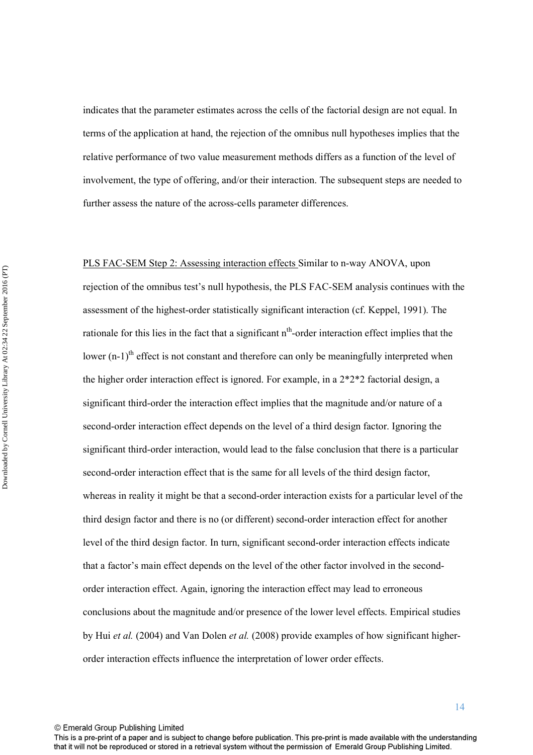indicates that the parameter estimates across the cells of the factorial design are not equal. In terms of the application at hand, the rejection of the omnibus null hypotheses implies that the relative performance of two value measurement methods differs as a function of the level of involvement, the type of offering, and/or their interaction. The subsequent steps are needed to further assess the nature of the across-cells parameter differences.

<u>PLS FAC-SEM Step 2: Assessing interaction effects</u> Similar to n-way ANOVA, upon rejection of the omnibus test's null hypothesis, the PLS FAC-SEM analysis continues with the assessment of the highest-order statistically significant interaction (cf. Keppel, 1991). The rationale for this lies in the fact that a significant $n^{th}$-order interaction effect implies that the lower $(n-1)^{th}$ effect is not constant and therefore can only be meaningfully interpreted when the higher order interaction effect is ignored. For example, in a 2*2*2 factorial design, a significant third-order the interaction effect implies that the magnitude and/or nature of a second-order interaction effect depends on the level of a third design factor. Ignoring the significant third-order interaction, would lead to the false conclusion that there is a particular second-order interaction effect that is the same for all levels of the third design factor, whereas in reality it might be that a second-order interaction exists for a particular level of the third design factor and there is no (or different) second-order interaction effect for another level of the third design factor. In turn, significant second-order interaction effects indicate that a factor's main effect depends on the level of the other factor involved in the second-order interaction effect. Again, ignoring the interaction effect may lead to erroneous conclusions about the magnitude and/or presence of the lower level effects. Empirical studies by Hui *et al.* (2004) and Van Dolen *et al.* (2008) provide examples of how significant higher-order interaction effects influence the interpretation of lower order effects.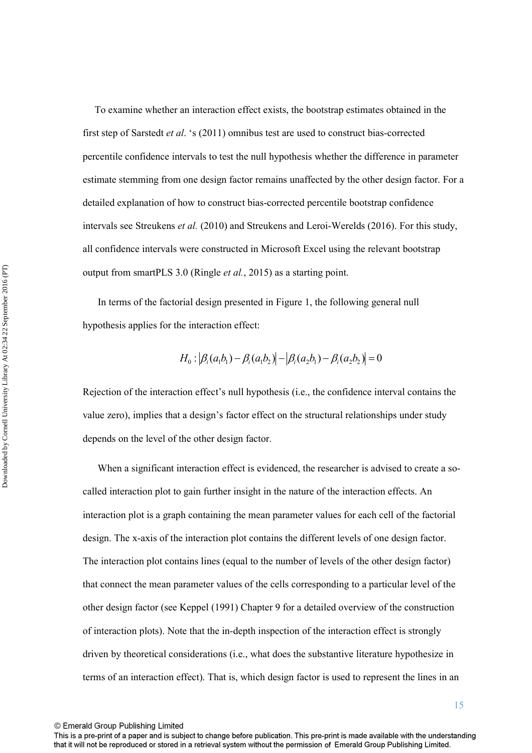To examine whether an interaction effect exists, the bootstrap estimates obtained in the first step of Sarstedt *et al*. 's (2011) omnibus test are used to construct bias-corrected percentile confidence intervals to test the null hypothesis whether the difference in parameter estimate stemming from one design factor remains unaffected by the other design factor. For a detailed explanation of how to construct bias-corrected percentile bootstrap confidence intervals see Streukens *et al.* (2010) and Streukens and Leroi-Werelds (2016). For this study, all confidence intervals were constructed in Microsoft Excel using the relevant bootstrap output from smartPLS 3.0 (Ringle *et al.*, 2015) as a starting point.

In terms of the factorial design presented in Figure 1, the following general null hypothesis applies for the interaction effect:

$$H_0 : \left|\beta_i(a_1b_1) - \beta_i(a_1b_2)\right| - \left|\beta_i(a_2b_1) - \beta_i(a_2b_2)\right| = 0$$

Rejection of the interaction effect's null hypothesis (i.e., the confidence interval contains the value zero), implies that a design's factor effect on the structural relationships under study depends on the level of the other design factor.

When a significant interaction effect is evidenced, the researcher is advised to create a so-called interaction plot to gain further insight in the nature of the interaction effects. An interaction plot is a graph containing the mean parameter values for each cell of the factorial design. The x-axis of the interaction plot contains the different levels of one design factor. The interaction plot contains lines (equal to the number of levels of the other design factor) that connect the mean parameter values of the cells corresponding to a particular level of the other design factor (see Keppel (1991) Chapter 9 for a detailed overview of the construction of interaction plots). Note that the in-depth inspection of the interaction effect is strongly driven by theoretical considerations (i.e., what does the substantive literature hypothesize in terms of an interaction effect). That is, which design factor is used to represent the lines in an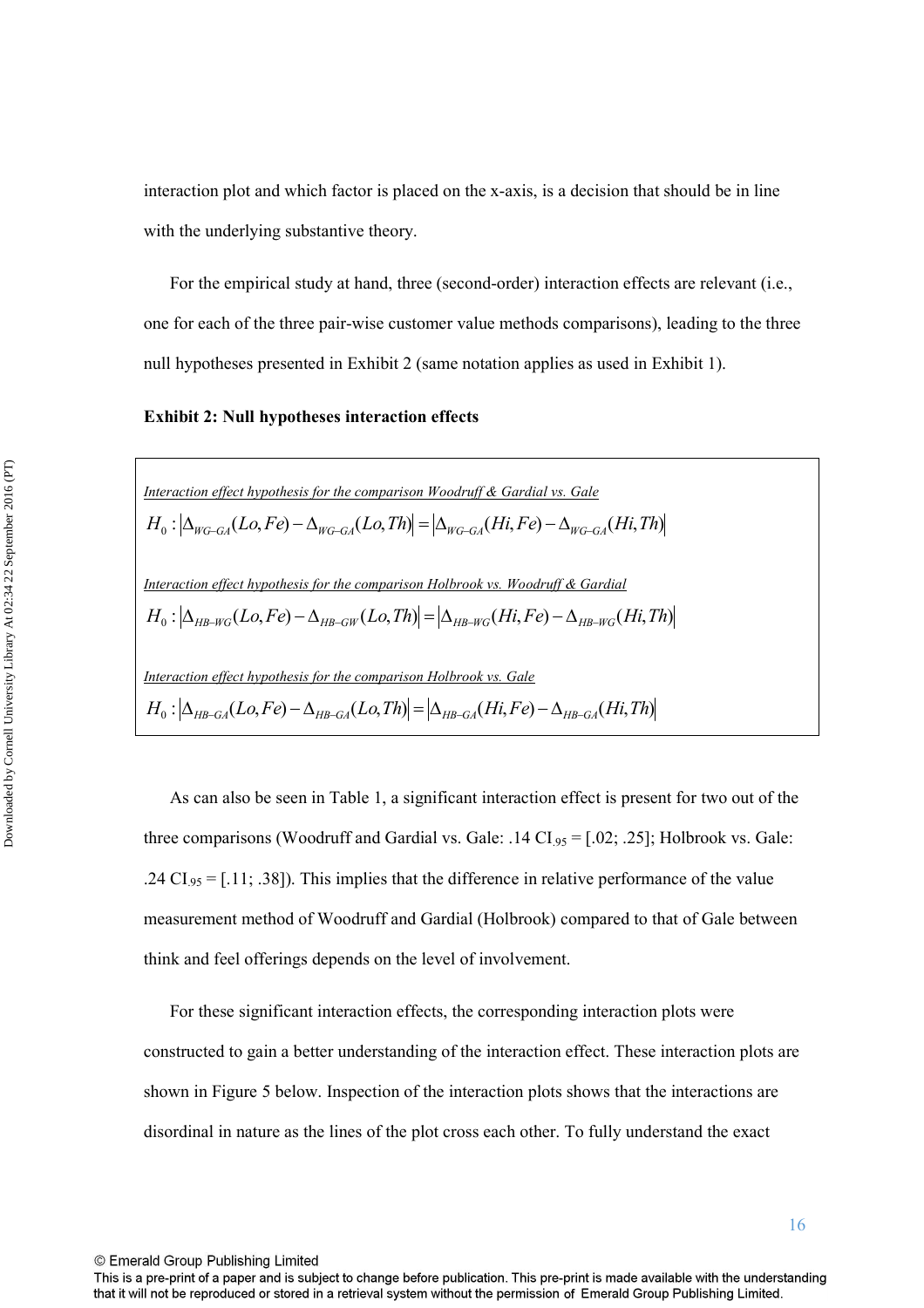interaction plot and which factor is placed on the x-axis, is a decision that should be in line with the underlying substantive theory.

For the empirical study at hand, three (second-order) interaction effects are relevant (i.e., one for each of the three pair-wise customer value methods comparisons), leading to the three null hypotheses presented in Exhibit 2 (same notation applies as used in Exhibit 1).

**Exhibit 2: Null hypotheses interaction effects**

*Interaction effect hypothesis for the comparison Woodruff & Gardial vs. Gale*

$$H_0 : \left|\Delta_{WG-GA}(Lo,Fe) - \Delta_{WG-GA}(Lo,Th)\right| = \left|\Delta_{WG-GA}(Hi,Fe) - \Delta_{WG-GA}(Hi,Th)\right|$$

*Interaction effect hypothesis for the comparison Holbrook vs. Woodruff & Gardial*

$$H_0 : \left|\Delta_{HB-WG}(Lo,Fe) - \Delta_{HB-GW}(Lo,Th)\right| = \left|\Delta_{HB-WG}(Hi,Fe) - \Delta_{HB-WG}(Hi,Th)\right|$$

*Interaction effect hypothesis for the comparison Holbrook vs. Gale*

$$H_0 : \left|\Delta_{HB-GA}(Lo,Fe) - \Delta_{HB-GA}(Lo,Th)\right| = \left|\Delta_{HB-GA}(Hi,Fe) - \Delta_{HB-GA}(Hi,Th)\right|$$

As can also be seen in Table 1, a significant interaction effect is present for two out of the three comparisons (Woodruff and Gardial vs. Gale: .14 $CI_{.95}$ = [.02; .25]; Holbrook vs. Gale: .24 $CI_{.95}$ = [.11; .38]). This implies that the difference in relative performance of the value measurement method of Woodruff and Gardial (Holbrook) compared to that of Gale between think and feel offerings depends on the level of involvement.

For these significant interaction effects, the corresponding interaction plots were constructed to gain a better understanding of the interaction effect. These interaction plots are shown in Figure 5 below. Inspection of the interaction plots shows that the interactions are disordinal in nature as the lines of the plot cross each other. To fully understand the exact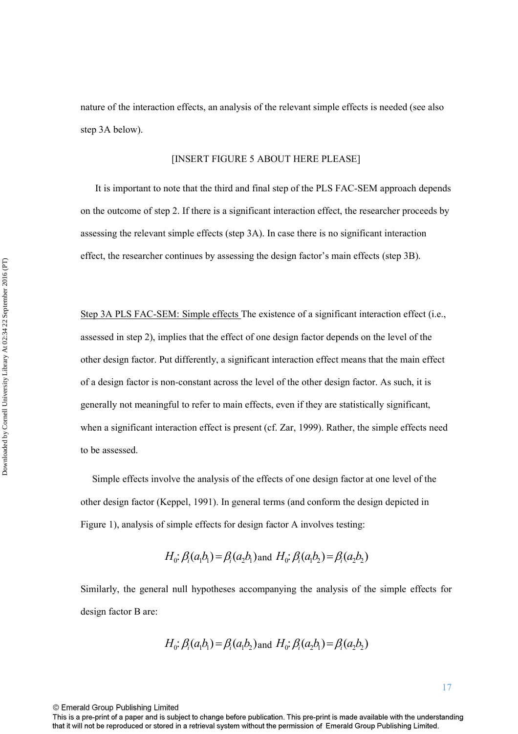nature of the interaction effects, an analysis of the relevant simple effects is needed (see also step 3A below).

[INSERT FIGURE 5 ABOUT HERE PLEASE]

It is important to note that the third and final step of the PLS FAC-SEM approach depends on the outcome of step 2. If there is a significant interaction effect, the researcher proceeds by assessing the relevant simple effects (step 3A). In case there is no significant interaction effect, the researcher continues by assessing the design factor's main effects (step 3B).

Step 3A PLS FAC-SEM: Simple effects The existence of a significant interaction effect (i.e., assessed in step 2), implies that the effect of one design factor depends on the level of the other design factor. Put differently, a significant interaction effect means that the main effect of a design factor is non-constant across the level of the other design factor. As such, it is generally not meaningful to refer to main effects, even if they are statistically significant, when a significant interaction effect is present (cf. Zar, 1999). Rather, the simple effects need to be assessed.

Simple effects involve the analysis of the effects of one design factor at one level of the other design factor (Keppel, 1991). In general terms (and conform the design depicted in Figure 1), analysis of simple effects for design factor A involves testing:

$$H_0\text{: } \beta_i(a_1b_1) = \beta_i(a_2b_1) \text{ and } H_0\text{: } \beta_i(a_1b_2) = \beta_i(a_2b_2)$$

Similarly, the general null hypotheses accompanying the analysis of the simple effects for design factor B are:

$$H_0\text{: } \beta_i(a_1b_1) = \beta_i(a_1b_2) \text{ and } H_0\text{: } \beta_i(a_2b_1) = \beta_i(a_2b_2)$$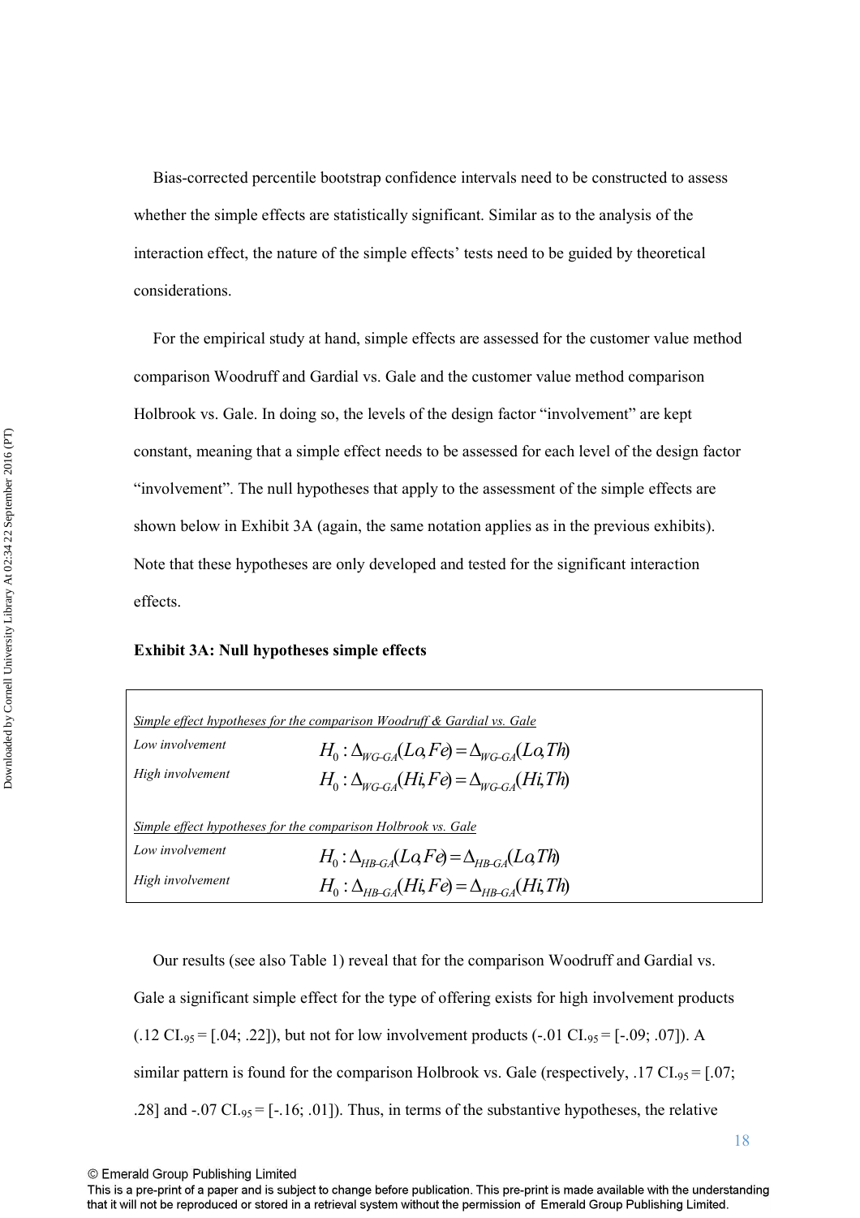Bias-corrected percentile bootstrap confidence intervals need to be constructed to assess whether the simple effects are statistically significant. Similar as to the analysis of the interaction effect, the nature of the simple effects' tests need to be guided by theoretical considerations.

For the empirical study at hand, simple effects are assessed for the customer value method comparison Woodruff and Gardial vs. Gale and the customer value method comparison Holbrook vs. Gale. In doing so, the levels of the design factor "involvement" are kept constant, meaning that a simple effect needs to be assessed for each level of the design factor "involvement". The null hypotheses that apply to the assessment of the simple effects are shown below in Exhibit 3A (again, the same notation applies as in the previous exhibits). Note that these hypotheses are only developed and tested for the significant interaction effects.

**Exhibit 3A: Null hypotheses simple effects**

*Simple effect hypotheses for the comparison Woodruff & Gardial vs. Gale*

*Low involvement* $H_0 : \Delta_{WG-GA}(Lo, Fe) = \Delta_{WG-GA}(Lo, Th)$

*High involvement* $H_0 : \Delta_{WG-GA}(Hi, Fe) = \Delta_{WG-GA}(Hi, Th)$

*Simple effect hypotheses for the comparison Holbrook vs. Gale*

*Low involvement* $H_0 : \Delta_{HB-GA}(Lo, Fe) = \Delta_{HB-GA}(Lo, Th)$

*High involvement* $H_0 : \Delta_{HB-GA}(Hi, Fe) = \Delta_{HB-GA}(Hi, Th)$

Our results (see also Table 1) reveal that for the comparison Woodruff and Gardial vs. Gale a significant simple effect for the type of offering exists for high involvement products (.12 $CI_{95}$ = [.04; .22]), but not for low involvement products (-.01 $CI_{95}$ = [-.09; .07]). A similar pattern is found for the comparison Holbrook vs. Gale (respectively, .17 $CI_{95}$ = [.07; .28] and -.07 $CI_{95}$ = [-.16; .01]). Thus, in terms of the substantive hypotheses, the relative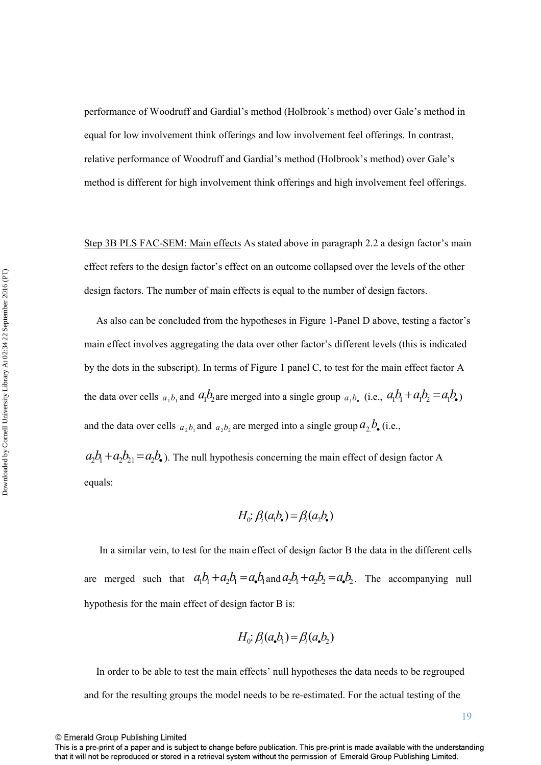performance of Woodruff and Gardial's method (Holbrook's method) over Gale's method in equal for low involvement think offerings and low involvement feel offerings. In contrast, relative performance of Woodruff and Gardial's method (Holbrook's method) over Gale's method is different for high involvement think offerings and high involvement feel offerings.

Step 3B PLS FAC-SEM: Main effects As stated above in paragraph 2.2 a design factor's main effect refers to the design factor's effect on an outcome collapsed over the levels of the other design factors. The number of main effects is equal to the number of design factors.

As also can be concluded from the hypotheses in Figure 1-Panel D above, testing a factor's main effect involves aggregating the data over other factor's different levels (this is indicated by the dots in the subscript). In terms of Figure 1 panel C, to test for the main effect factor A the data over cells $a_1b_1$ and $a_1b_2$ are merged into a single group $a_1b_\bullet$ (i.e., $a_1b_1 + a_1b_2 = a_1b_\bullet$) and the data over cells $a_2b_1$ and $a_2b_2$ are merged into a single group $a_{2.}b_\bullet$ (i.e., $a_2b_1 + a_2b_{21} = a_2b_\bullet$). The null hypothesis concerning the main effect of design factor A equals:

$$H_0: \beta_i(a_1b_\bullet) = \beta_i(a_2b_\bullet)$$

In a similar vein, to test for the main effect of design factor B the data in the different cells are merged such that $a_1b_1 + a_2b_1 = a_\bullet b_1$ and $a_2b_1 + a_2b_2 = a_\bullet b_2$. The accompanying null hypothesis for the main effect of design factor B is:

$$H_0: \beta_i(a_\bullet b_1) = \beta_i(a_\bullet b_2)$$

In order to be able to test the main effects' null hypotheses the data needs to be regrouped and for the resulting groups the model needs to be re-estimated. For the actual testing of the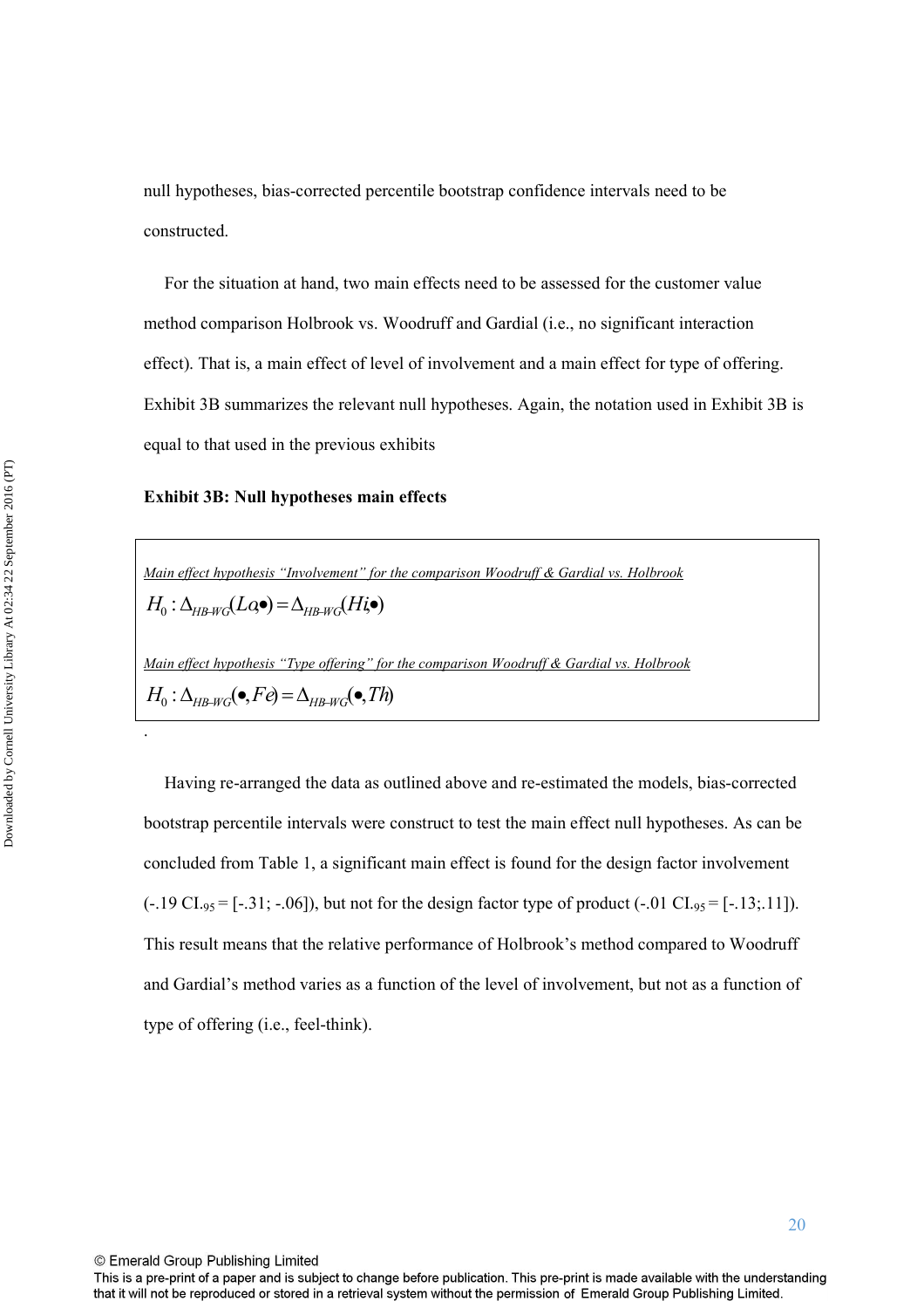null hypotheses, bias-corrected percentile bootstrap confidence intervals need to be constructed.

For the situation at hand, two main effects need to be assessed for the customer value method comparison Holbrook vs. Woodruff and Gardial (i.e., no significant interaction effect). That is, a main effect of level of involvement and a main effect for type of offering. Exhibit 3B summarizes the relevant null hypotheses. Again, the notation used in Exhibit 3B is equal to that used in the previous exhibits

**Exhibit 3B: Null hypotheses main effects**

*Main effect hypothesis "Involvement" for the comparison Woodruff & Gardial vs. Holbrook*

$$H_0 : \Delta_{HB\text{-}WG}(Lo,\bullet) = \Delta_{HB\text{-}WG}(Hi,\bullet)$$

*Main effect hypothesis "Type offering" for the comparison Woodruff & Gardial vs. Holbrook*

$$H_0 : \Delta_{HB\text{-}WG}(\bullet, Fe) = \Delta_{HB\text{-}WG}(\bullet, Th)$$

.

Having re-arranged the data as outlined above and re-estimated the models, bias-corrected bootstrap percentile intervals were construct to test the main effect null hypotheses. As can be concluded from Table 1, a significant main effect is found for the design factor involvement (-.19 $CI_{.95}$ = [-.31; -.06]), but not for the design factor type of product (-.01 $CI_{.95}$ = [-.13;.11]). This result means that the relative performance of Holbrook's method compared to Woodruff and Gardial's method varies as a function of the level of involvement, but not as a function of type of offering (i.e., feel-think).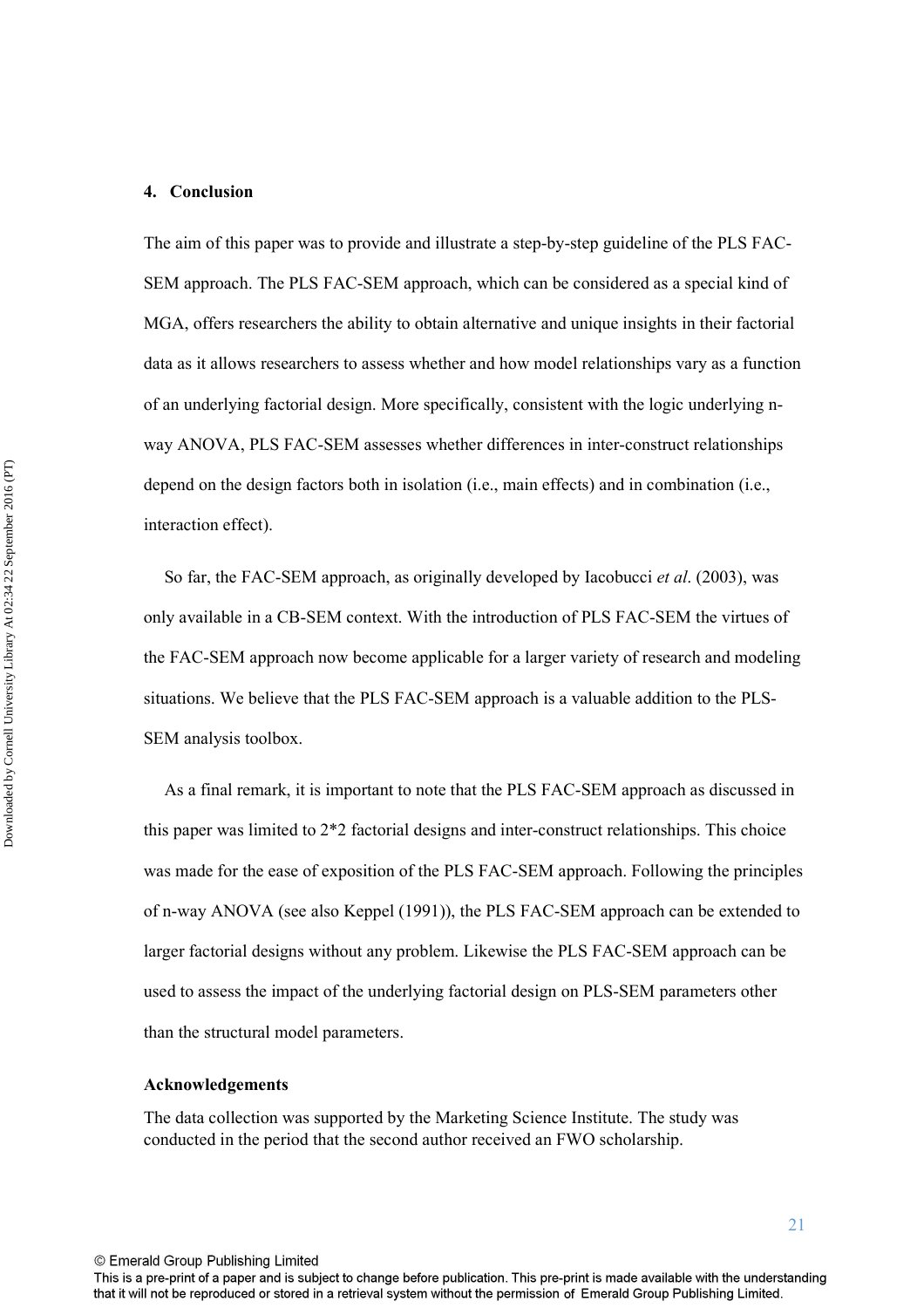## 4. Conclusion

The aim of this paper was to provide and illustrate a step-by-step guideline of the PLS FAC-SEM approach. The PLS FAC-SEM approach, which can be considered as a special kind of MGA, offers researchers the ability to obtain alternative and unique insights in their factorial data as it allows researchers to assess whether and how model relationships vary as a function of an underlying factorial design. More specifically, consistent with the logic underlying n-way ANOVA, PLS FAC-SEM assesses whether differences in inter-construct relationships depend on the design factors both in isolation (i.e., main effects) and in combination (i.e., interaction effect).

So far, the FAC-SEM approach, as originally developed by Iacobucci *et al*. (2003), was only available in a CB-SEM context. With the introduction of PLS FAC-SEM the virtues of the FAC-SEM approach now become applicable for a larger variety of research and modeling situations. We believe that the PLS FAC-SEM approach is a valuable addition to the PLS-SEM analysis toolbox.

As a final remark, it is important to note that the PLS FAC-SEM approach as discussed in this paper was limited to 2*2 factorial designs and inter-construct relationships. This choice was made for the ease of exposition of the PLS FAC-SEM approach. Following the principles of n-way ANOVA (see also Keppel (1991)), the PLS FAC-SEM approach can be extended to larger factorial designs without any problem. Likewise the PLS FAC-SEM approach can be used to assess the impact of the underlying factorial design on PLS-SEM parameters other than the structural model parameters.

**Acknowledgements**

The data collection was supported by the Marketing Science Institute. The study was conducted in the period that the second author received an FWO scholarship.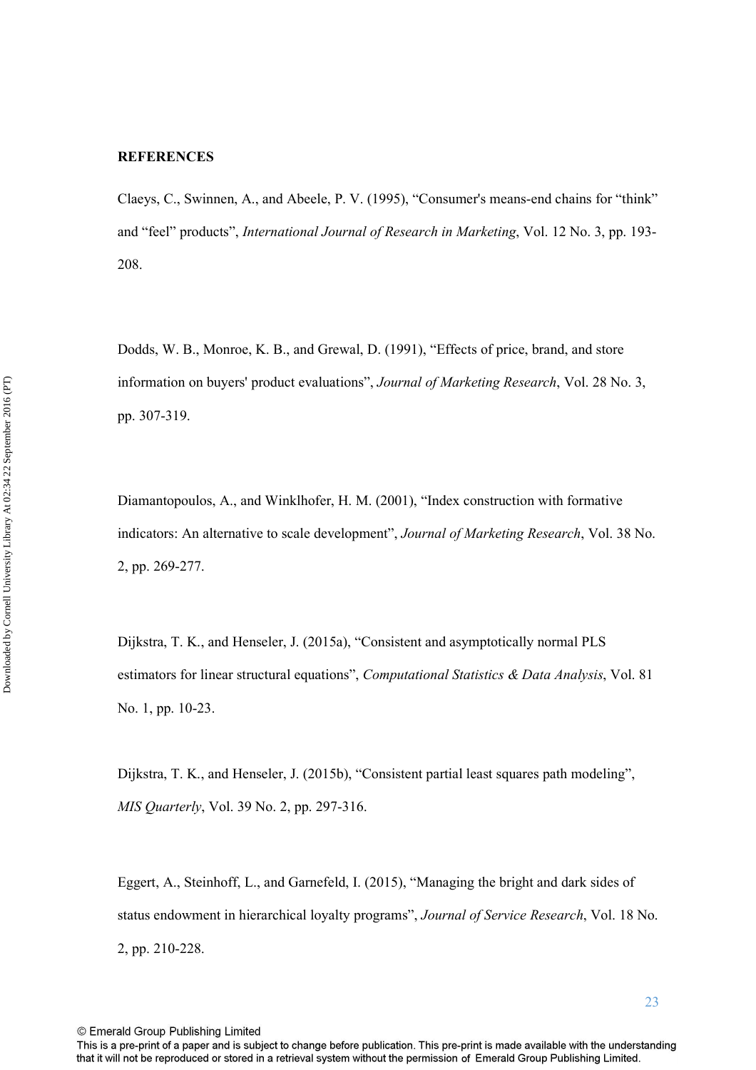**REFERENCES**

Claeys, C., Swinnen, A., and Abeele, P. V. (1995), "Consumer's means-end chains for "think" and "feel" products", *International Journal of Research in Marketing*, Vol. 12 No. 3, pp. 193-208.

Dodds, W. B., Monroe, K. B., and Grewal, D. (1991), "Effects of price, brand, and store information on buyers' product evaluations", *Journal of Marketing Research*, Vol. 28 No. 3, pp. 307-319.

Diamantopoulos, A., and Winklhofer, H. M. (2001), "Index construction with formative indicators: An alternative to scale development", *Journal of Marketing Research*, Vol. 38 No. 2, pp. 269-277.

Dijkstra, T. K., and Henseler, J. (2015a), "Consistent and asymptotically normal PLS estimators for linear structural equations", *Computational Statistics & Data Analysis*, Vol. 81 No. 1, pp. 10-23.

Dijkstra, T. K., and Henseler, J. (2015b), "Consistent partial least squares path modeling", *MIS Quarterly*, Vol. 39 No. 2, pp. 297-316.

Eggert, A., Steinhoff, L., and Garnefeld, I. (2015), "Managing the bright and dark sides of status endowment in hierarchical loyalty programs", *Journal of Service Research*, Vol. 18 No. 2, pp. 210-228.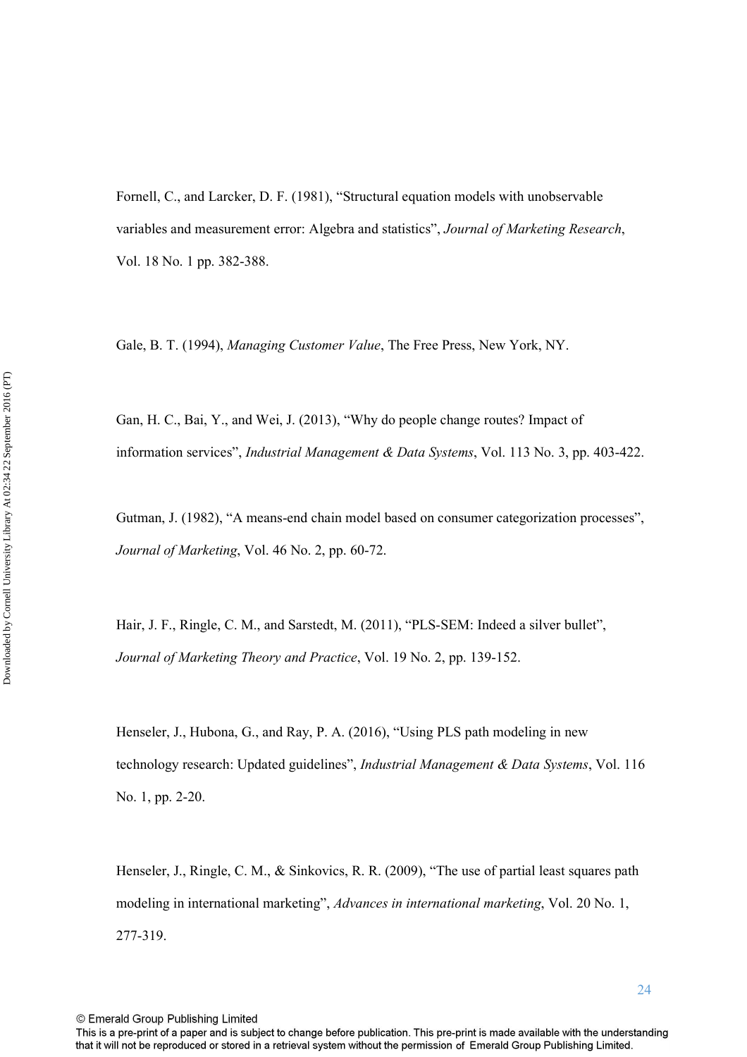Fornell, C., and Larcker, D. F. (1981), "Structural equation models with unobservable variables and measurement error: Algebra and statistics", *Journal of Marketing Research*, Vol. 18 No. 1 pp. 382-388.

Gale, B. T. (1994), *Managing Customer Value*, The Free Press, New York, NY.

Gan, H. C., Bai, Y., and Wei, J. (2013), "Why do people change routes? Impact of information services", *Industrial Management & Data Systems*, Vol. 113 No. 3, pp. 403-422.

Gutman, J. (1982), "A means-end chain model based on consumer categorization processes", *Journal of Marketing*, Vol. 46 No. 2, pp. 60-72.

Hair, J. F., Ringle, C. M., and Sarstedt, M. (2011), "PLS-SEM: Indeed a silver bullet", *Journal of Marketing Theory and Practice*, Vol. 19 No. 2, pp. 139-152.

Henseler, J., Hubona, G., and Ray, P. A. (2016), "Using PLS path modeling in new technology research: Updated guidelines", *Industrial Management & Data Systems*, Vol. 116 No. 1, pp. 2-20.

Henseler, J., Ringle, C. M., & Sinkovics, R. R. (2009), "The use of partial least squares path modeling in international marketing", *Advances in international marketing*, Vol. 20 No. 1, 277-319.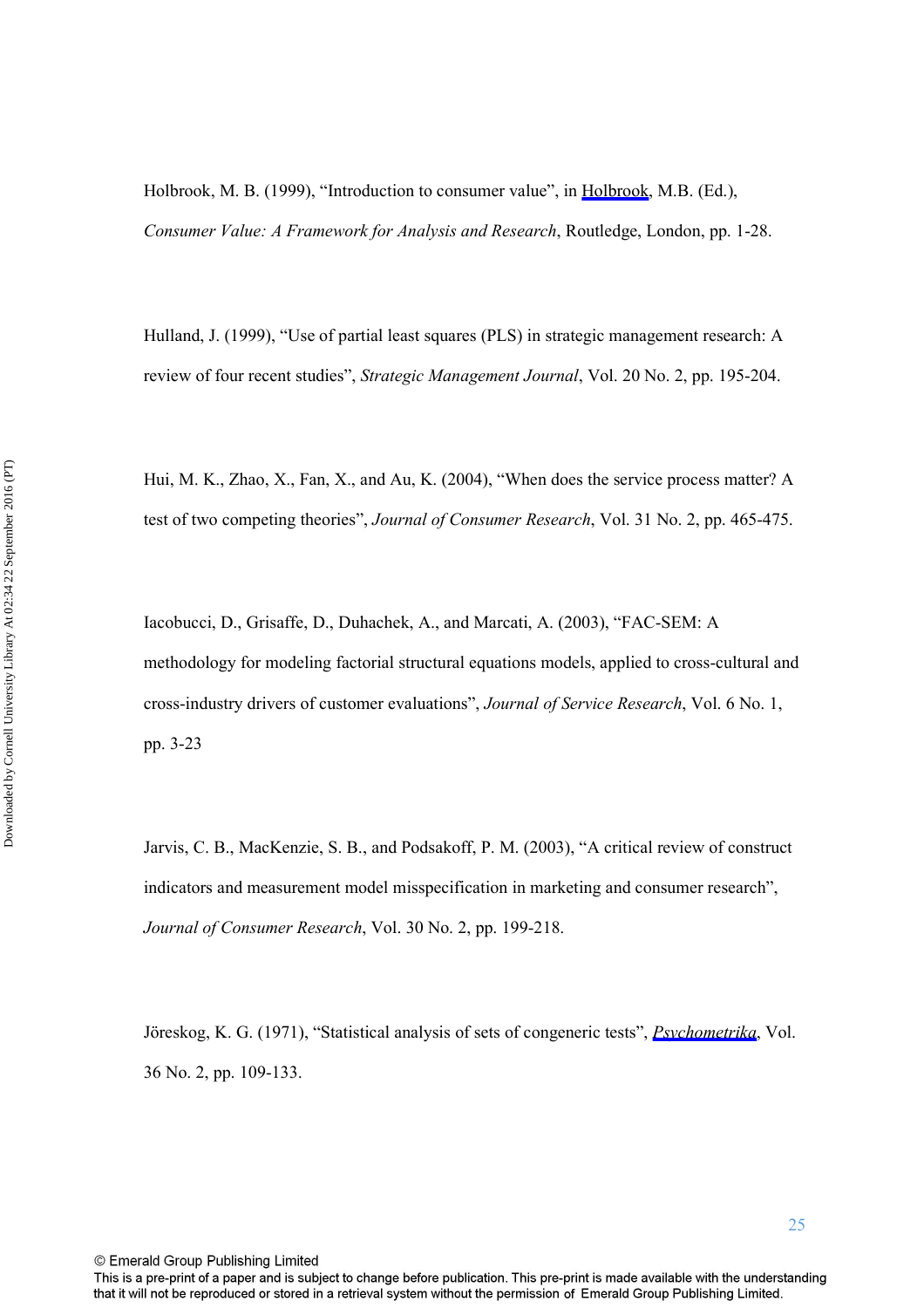Holbrook, M. B. (1999), “Introduction to consumer value”, in Holbrook, M.B. (Ed.), *Consumer Value: A Framework for Analysis and Research*, Routledge, London, pp. 1-28.

Hulland, J. (1999), “Use of partial least squares (PLS) in strategic management research: A review of four recent studies”, *Strategic Management Journal*, Vol. 20 No. 2, pp. 195-204.

Hui, M. K., Zhao, X., Fan, X., and Au, K. (2004), “When does the service process matter? A test of two competing theories”, *Journal of Consumer Research*, Vol. 31 No. 2, pp. 465-475.

Iacobucci, D., Grisaffe, D., Duhachek, A., and Marcati, A. (2003), “FAC-SEM: A methodology for modeling factorial structural equations models, applied to cross-cultural and cross-industry drivers of customer evaluations”, *Journal of Service Research*, Vol. 6 No. 1, pp. 3-23

Jarvis, C. B., MacKenzie, S. B., and Podsakoff, P. M. (2003), “A critical review of construct indicators and measurement model misspecification in marketing and consumer research”, *Journal of Consumer Research*, Vol. 30 No. 2, pp. 199-218.

Jöreskog, K. G. (1971), “Statistical analysis of sets of congeneric tests”, *Psychometrika*, Vol. 36 No. 2, pp. 109-133.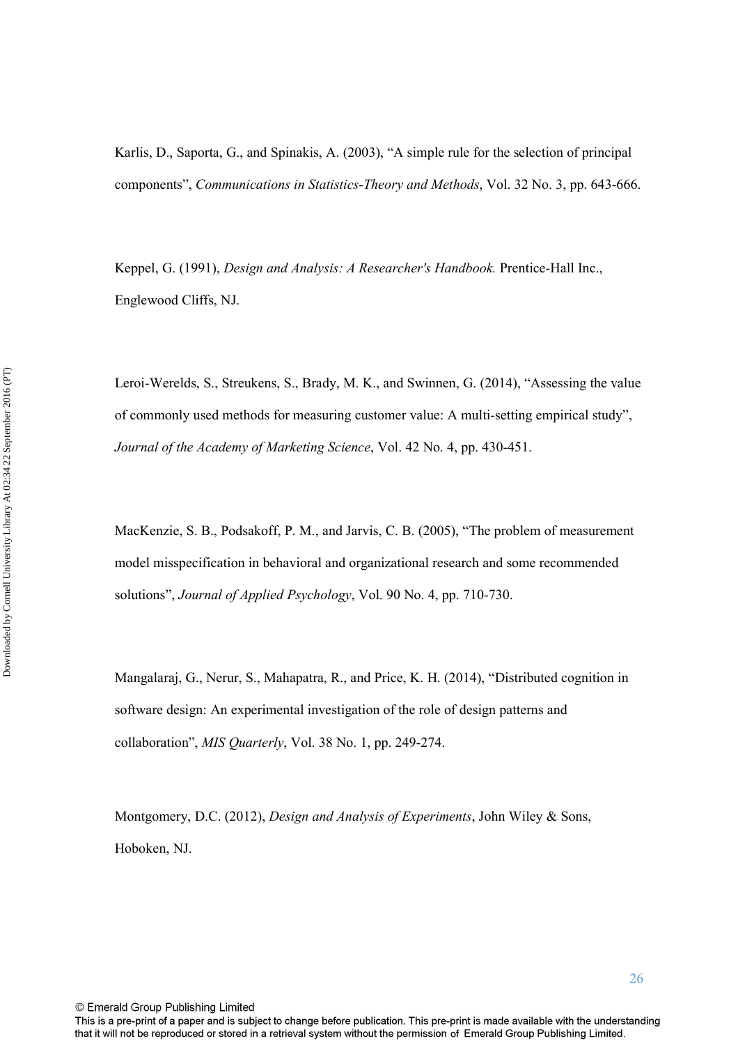Karlis, D., Saporta, G., and Spinakis, A. (2003), "A simple rule for the selection of principal components", *Communications in Statistics-Theory and Methods*, Vol. 32 No. 3, pp. 643-666.

Keppel, G. (1991), *Design and Analysis: A Researcher's Handbook.* Prentice-Hall Inc., Englewood Cliffs, NJ.

Leroi-Werelds, S., Streukens, S., Brady, M. K., and Swinnen, G. (2014), "Assessing the value of commonly used methods for measuring customer value: A multi-setting empirical study", *Journal of the Academy of Marketing Science*, Vol. 42 No. 4, pp. 430-451.

MacKenzie, S. B., Podsakoff, P. M., and Jarvis, C. B. (2005), "The problem of measurement model misspecification in behavioral and organizational research and some recommended solutions", *Journal of Applied Psychology*, Vol. 90 No. 4, pp. 710-730.

Mangalaraj, G., Nerur, S., Mahapatra, R., and Price, K. H. (2014), "Distributed cognition in software design: An experimental investigation of the role of design patterns and collaboration", *MIS Quarterly*, Vol. 38 No. 1, pp. 249-274.

Montgomery, D.C. (2012), *Design and Analysis of Experiments*, John Wiley & Sons, Hoboken, NJ.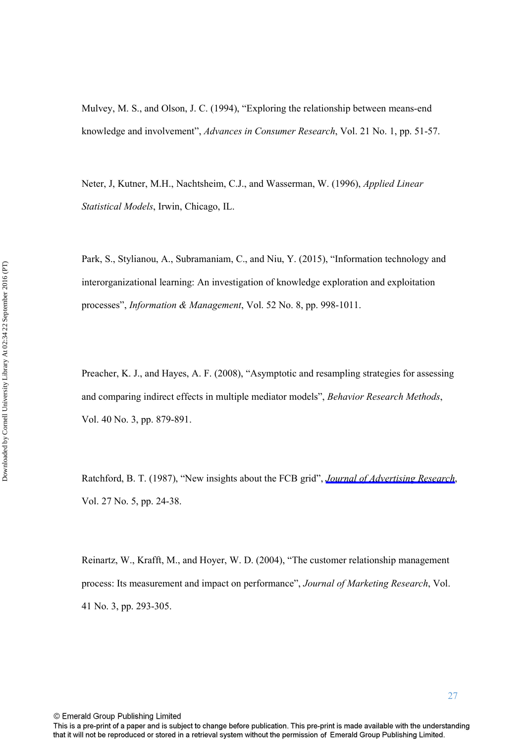Mulvey, M. S., and Olson, J. C. (1994), "Exploring the relationship between means-end knowledge and involvement", *Advances in Consumer Research*, Vol. 21 No. 1, pp. 51-57.

Neter, J, Kutner, M.H., Nachtsheim, C.J., and Wasserman, W. (1996), *Applied Linear Statistical Models*, Irwin, Chicago, IL.

Park, S., Stylianou, A., Subramaniam, C., and Niu, Y. (2015), "Information technology and interorganizational learning: An investigation of knowledge exploration and exploitation processes", *Information & Management*, Vol. 52 No. 8, pp. 998-1011.

Preacher, K. J., and Hayes, A. F. (2008), "Asymptotic and resampling strategies for assessing and comparing indirect effects in multiple mediator models", *Behavior Research Methods*, Vol. 40 No. 3, pp. 879-891.

Ratchford, B. T. (1987), "New insights about the FCB grid", *Journal of Advertising Research*, Vol. 27 No. 5, pp. 24-38.

Reinartz, W., Krafft, M., and Hoyer, W. D. (2004), "The customer relationship management process: Its measurement and impact on performance", *Journal of Marketing Research*, Vol. 41 No. 3, pp. 293-305.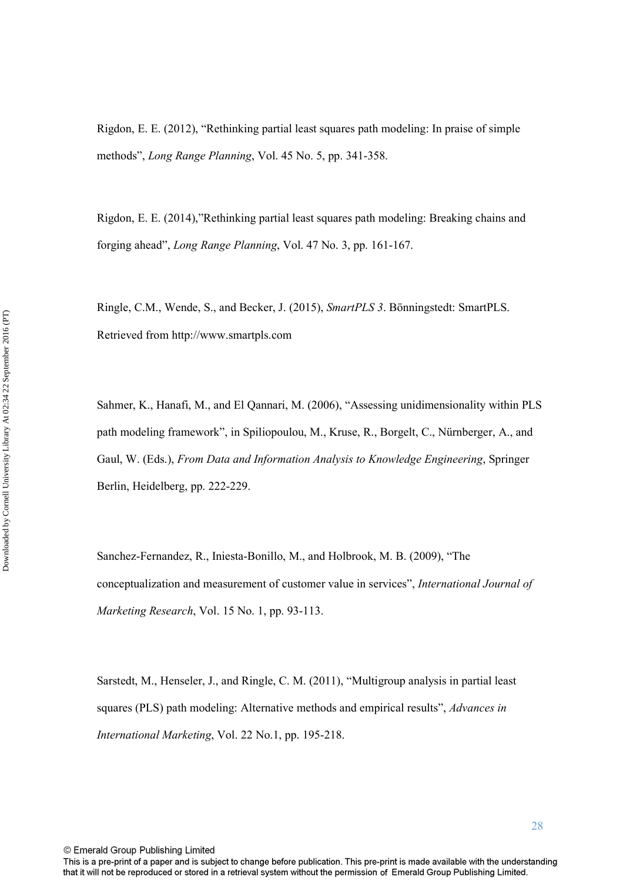Rigdon, E. E. (2012), “Rethinking partial least squares path modeling: In praise of simple methods”, *Long Range Planning*, Vol. 45 No. 5, pp. 341-358.

Rigdon, E. E. (2014),”Rethinking partial least squares path modeling: Breaking chains and forging ahead”, *Long Range Planning*, Vol. 47 No. 3, pp. 161-167.

Ringle, C.M., Wende, S., and Becker, J. (2015), *SmartPLS 3*. Bönningstedt: SmartPLS. Retrieved from http://www.smartpls.com

Sahmer, K., Hanafi, M., and El Qannari, M. (2006), “Assessing unidimensionality within PLS path modeling framework”, in Spiliopoulou, M., Kruse, R., Borgelt, C., Nürnberger, A., and Gaul, W. (Eds.), *From Data and Information Analysis to Knowledge Engineering*, Springer Berlin, Heidelberg, pp. 222-229.

Sanchez-Fernandez, R., Iniesta-Bonillo, M., and Holbrook, M. B. (2009), “The conceptualization and measurement of customer value in services”, *International Journal of Marketing Research*, Vol. 15 No. 1, pp. 93-113.

Sarstedt, M., Henseler, J., and Ringle, C. M. (2011), “Multigroup analysis in partial least squares (PLS) path modeling: Alternative methods and empirical results”, *Advances in International Marketing*, Vol. 22 No.1, pp. 195-218.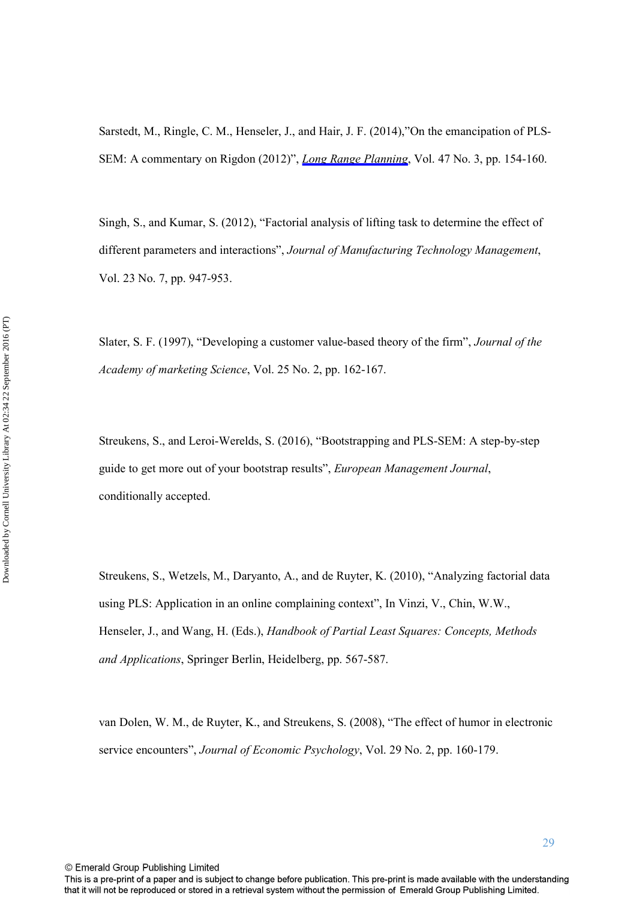Sarstedt, M., Ringle, C. M., Henseler, J., and Hair, J. F. (2014),"On the emancipation of PLS-SEM: A commentary on Rigdon (2012)", *Long Range Planning*, Vol. 47 No. 3, pp. 154-160.

Singh, S., and Kumar, S. (2012), "Factorial analysis of lifting task to determine the effect of different parameters and interactions", *Journal of Manufacturing Technology Management*, Vol. 23 No. 7, pp. 947-953.

Slater, S. F. (1997), "Developing a customer value-based theory of the firm", *Journal of the Academy of marketing Science*, Vol. 25 No. 2, pp. 162-167.

Streukens, S., and Leroi-Werelds, S. (2016), "Bootstrapping and PLS-SEM: A step-by-step guide to get more out of your bootstrap results", *European Management Journal*, conditionally accepted.

Streukens, S., Wetzels, M., Daryanto, A., and de Ruyter, K. (2010), "Analyzing factorial data using PLS: Application in an online complaining context", In Vinzi, V., Chin, W.W., Henseler, J., and Wang, H. (Eds.), *Handbook of Partial Least Squares: Concepts, Methods and Applications*, Springer Berlin, Heidelberg, pp. 567-587.

van Dolen, W. M., de Ruyter, K., and Streukens, S. (2008), "The effect of humor in electronic service encounters", *Journal of Economic Psychology*, Vol. 29 No. 2, pp. 160-179.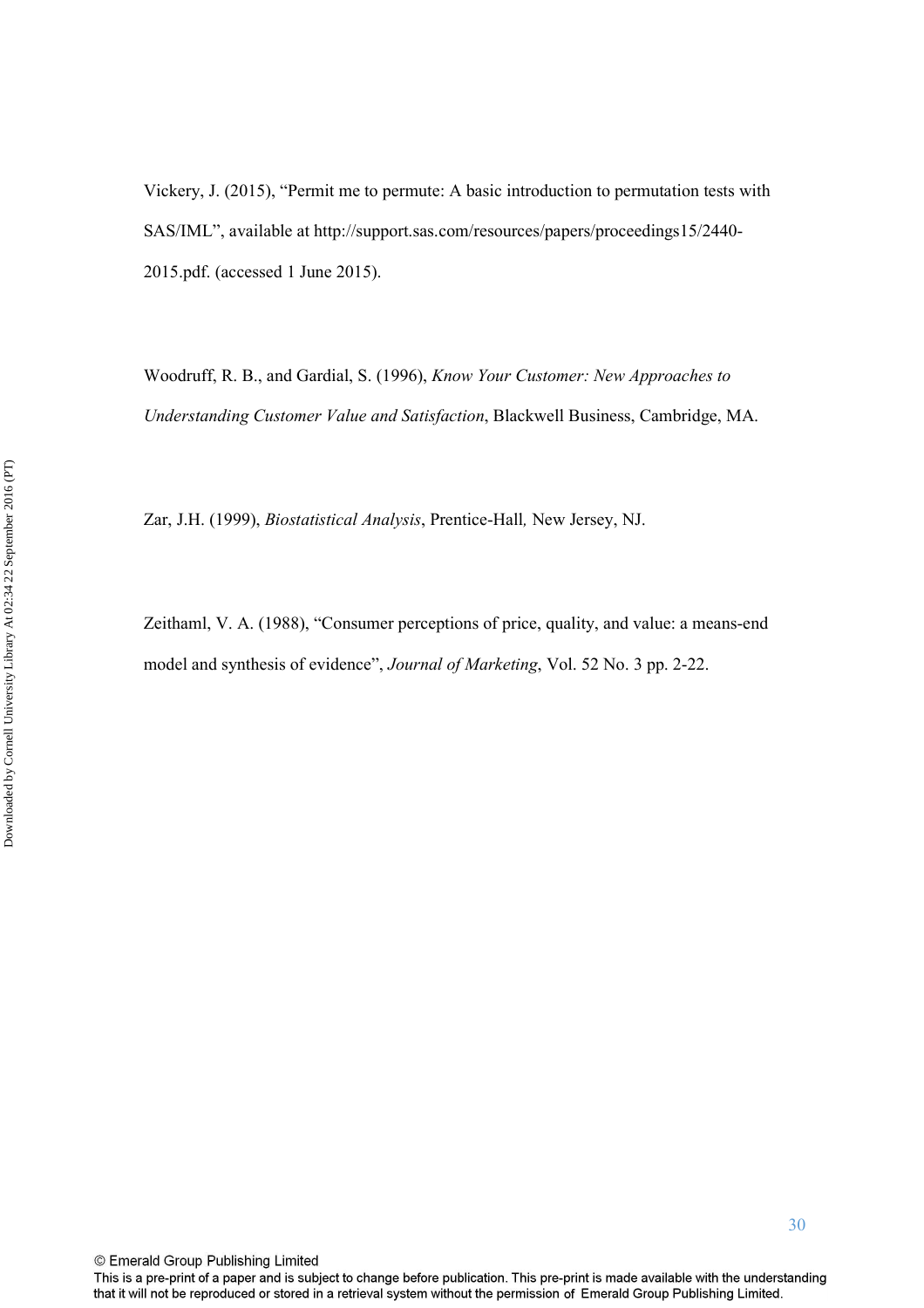Vickery, J. (2015), "Permit me to permute: A basic introduction to permutation tests with SAS/IML", available at http://support.sas.com/resources/papers/proceedings15/2440-2015.pdf. (accessed 1 June 2015).

Woodruff, R. B., and Gardial, S. (1996), *Know Your Customer: New Approaches to Understanding Customer Value and Satisfaction*, Blackwell Business, Cambridge, MA.

Zar, J.H. (1999), *Biostatistical Analysis*, Prentice-Hall*,* New Jersey, NJ.

Zeithaml, V. A. (1988), "Consumer perceptions of price, quality, and value: a means-end model and synthesis of evidence", *Journal of Marketing*, Vol. 52 No. 3 pp. 2-22.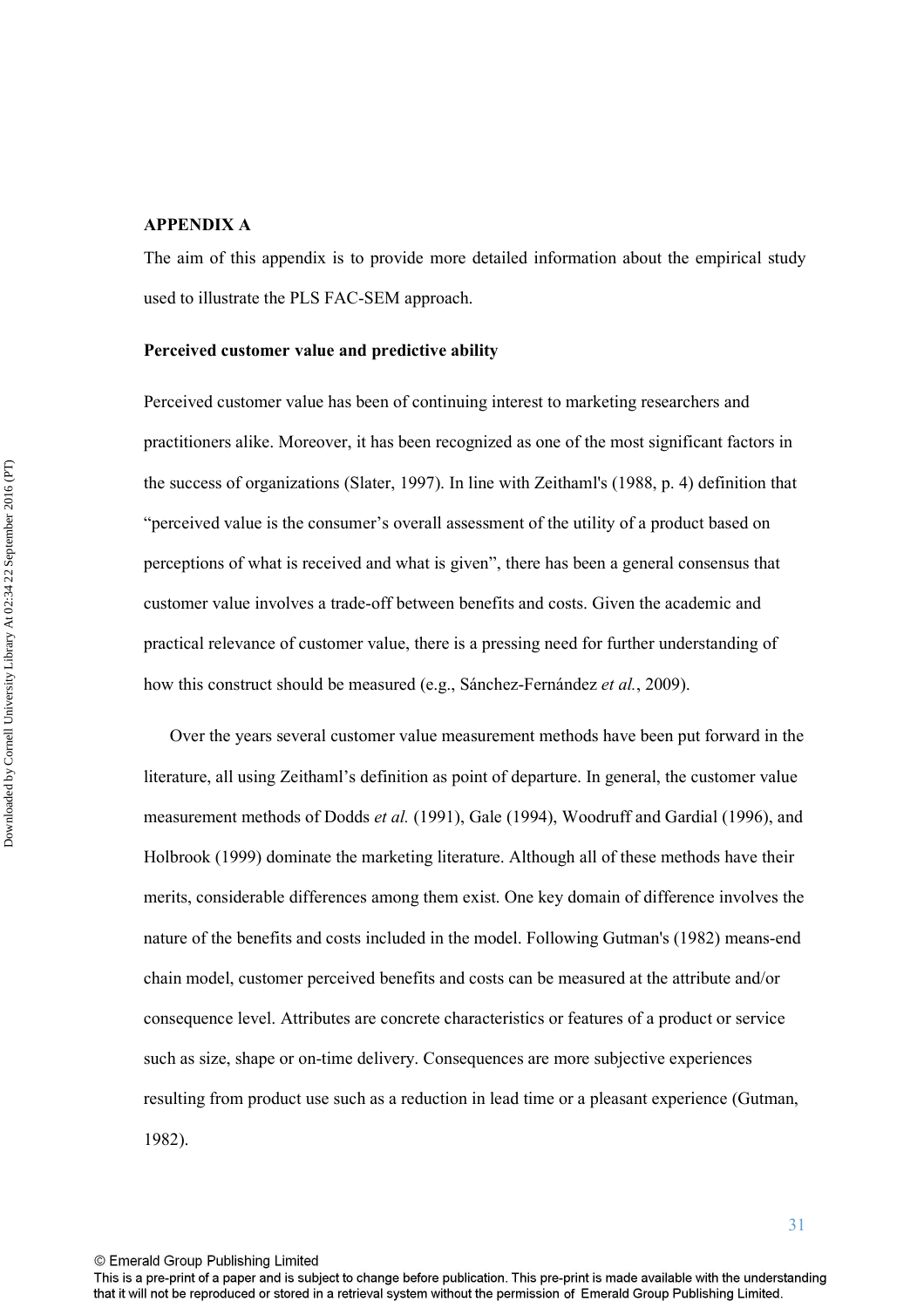## APPENDIX A

The aim of this appendix is to provide more detailed information about the empirical study used to illustrate the PLS FAC-SEM approach.

### Perceived customer value and predictive ability

Perceived customer value has been of continuing interest to marketing researchers and practitioners alike. Moreover, it has been recognized as one of the most significant factors in the success of organizations (Slater, 1997). In line with Zeithaml's (1988, p. 4) definition that "perceived value is the consumer's overall assessment of the utility of a product based on perceptions of what is received and what is given", there has been a general consensus that customer value involves a trade-off between benefits and costs. Given the academic and practical relevance of customer value, there is a pressing need for further understanding of how this construct should be measured (e.g., Sánchez-Fernández *et al.*, 2009).

Over the years several customer value measurement methods have been put forward in the literature, all using Zeithaml's definition as point of departure. In general, the customer value measurement methods of Dodds *et al.* (1991), Gale (1994), Woodruff and Gardial (1996), and Holbrook (1999) dominate the marketing literature. Although all of these methods have their merits, considerable differences among them exist. One key domain of difference involves the nature of the benefits and costs included in the model. Following Gutman's (1982) means-end chain model, customer perceived benefits and costs can be measured at the attribute and/or consequence level. Attributes are concrete characteristics or features of a product or service such as size, shape or on-time delivery. Consequences are more subjective experiences resulting from product use such as a reduction in lead time or a pleasant experience (Gutman, 1982).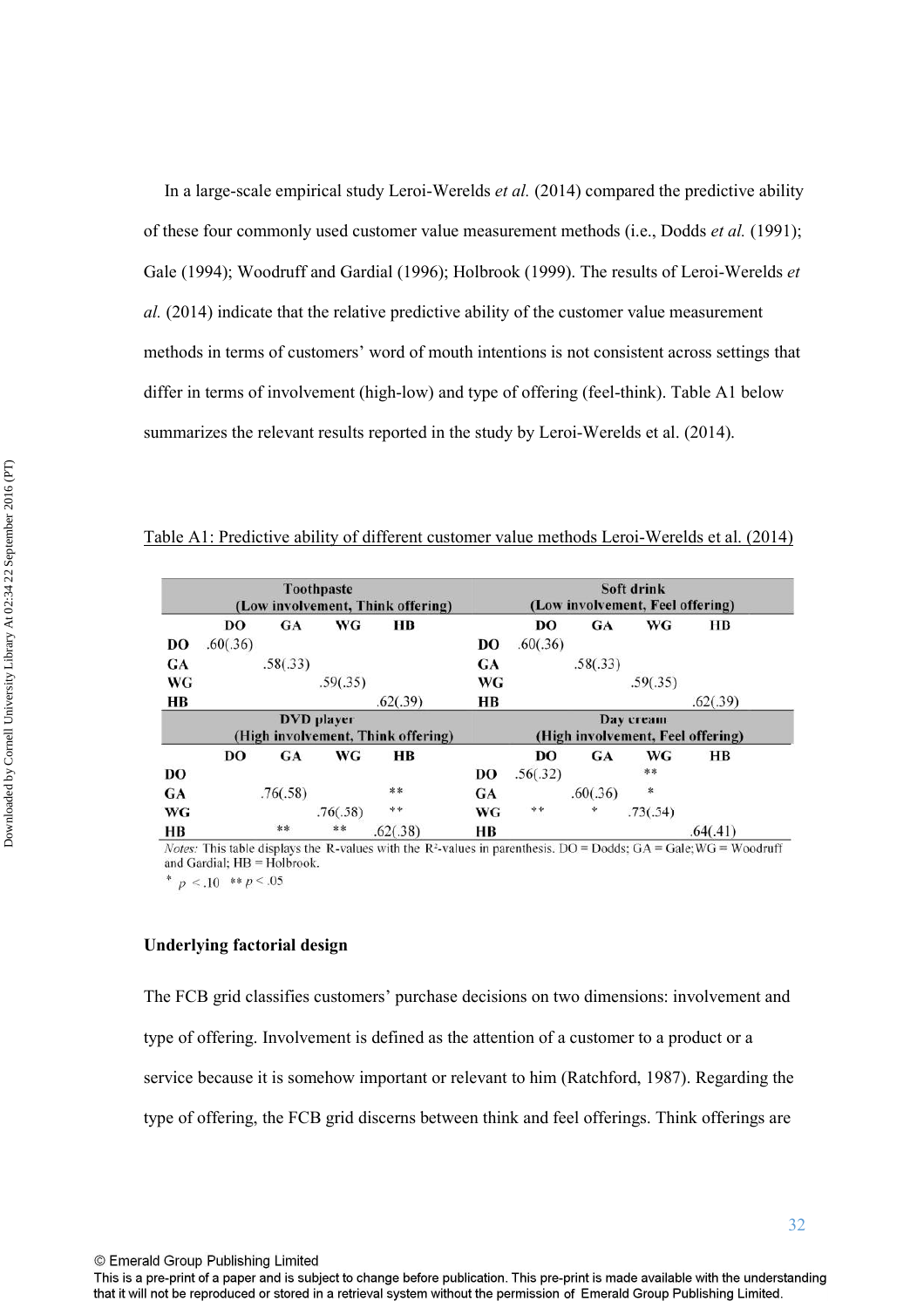In a large-scale empirical study Leroi-Werelds *et al.* (2014) compared the predictive ability of these four commonly used customer value measurement methods (i.e., Dodds *et al.* (1991); Gale (1994); Woodruff and Gardial (1996); Holbrook (1999). The results of Leroi-Werelds *et al.* (2014) indicate that the relative predictive ability of the customer value measurement methods in terms of customers' word of mouth intentions is not consistent across settings that differ in terms of involvement (high-low) and type of offering (feel-think). Table A1 below summarizes the relevant results reported in the study by Leroi-Werelds et al. (2014).

Table A1: Predictive ability of different customer value methods Leroi-Werelds et al. (2014)

| Toothpaste (Low involvement, Think offering) | | | | | Soft drink (Low involvement, Feel offering) | | | | |
|---|---|---|---|---|---|---|---|---|---|
| | DO | GA | WG | HB | | DO | GA | WG | HB |
| DO | .60(.36) | | | | DO | .60(.36) | | | |
| GA | | .58(.33) | | | GA | | .58(.33) | | |
| WG | | | .59(.35) | | WG | | | .59(.35) | |
| HB | | | | .62(.39) | HB | | | | .62(.39) |
| **DVD player (High involvement, Think offering)** | | | | | **Day cream (High involvement, Feel offering)** | | | | |
| | DO | GA | WG | HB | | DO | GA | WG | HB |
| DO | | | | | DO | .56(.32) | | ** | |
| GA | | .76(.58) | | ** | GA | | .60(.36) | * | |
| WG | | | .76(.58) | ** | WG | ** | * | .73(.54) | |
| HB | | ** | ** | .62(.38) | HB | | | | .64(.41) |

*Notes:* This table displays the R-values with the $R^2$-values in parenthesis. DO = Dodds; GA = Gale; WG = Woodruff and Gardial; HB = Holbrook.

\* $p < .10$ \*\* $p < .05$

**Underlying factorial design**

The FCB grid classifies customers' purchase decisions on two dimensions: involvement and type of offering. Involvement is defined as the attention of a customer to a product or a service because it is somehow important or relevant to him (Ratchford, 1987). Regarding the type of offering, the FCB grid discerns between think and feel offerings. Think offerings are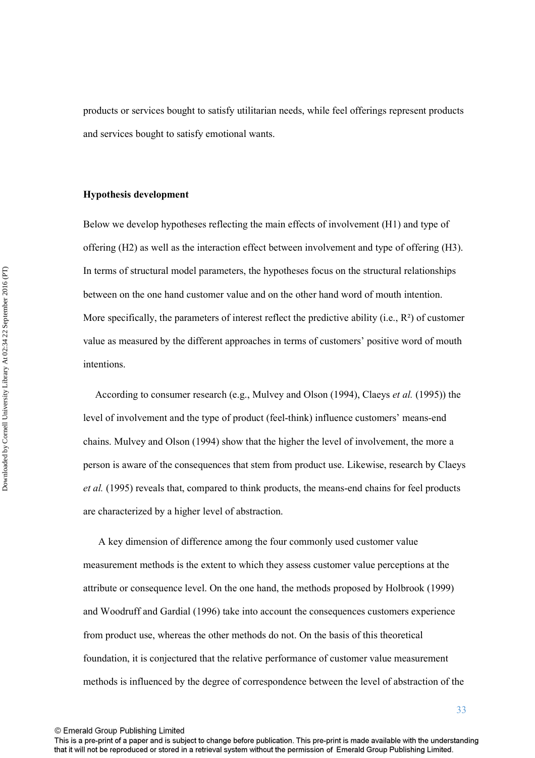products or services bought to satisfy utilitarian needs, while feel offerings represent products and services bought to satisfy emotional wants.

**Hypothesis development**

Below we develop hypotheses reflecting the main effects of involvement (H1) and type of offering (H2) as well as the interaction effect between involvement and type of offering (H3). In terms of structural model parameters, the hypotheses focus on the structural relationships between on the one hand customer value and on the other hand word of mouth intention. More specifically, the parameters of interest reflect the predictive ability (i.e., $R^2$) of customer value as measured by the different approaches in terms of customers' positive word of mouth intentions.

According to consumer research (e.g., Mulvey and Olson (1994), Claeys *et al.* (1995)) the level of involvement and the type of product (feel-think) influence customers' means-end chains. Mulvey and Olson (1994) show that the higher the level of involvement, the more a person is aware of the consequences that stem from product use. Likewise, research by Claeys *et al.* (1995) reveals that, compared to think products, the means-end chains for feel products are characterized by a higher level of abstraction.

A key dimension of difference among the four commonly used customer value measurement methods is the extent to which they assess customer value perceptions at the attribute or consequence level. On the one hand, the methods proposed by Holbrook (1999) and Woodruff and Gardial (1996) take into account the consequences customers experience from product use, whereas the other methods do not. On the basis of this theoretical foundation, it is conjectured that the relative performance of customer value measurement methods is influenced by the degree of correspondence between the level of abstraction of the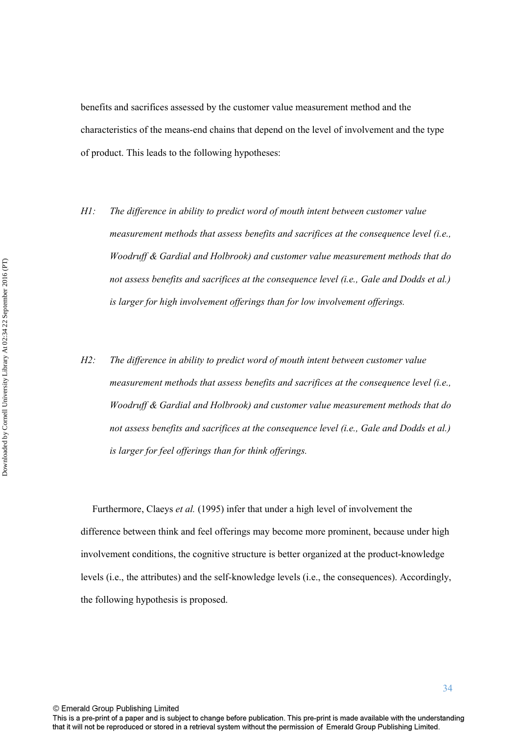benefits and sacrifices assessed by the customer value measurement method and the characteristics of the means-end chains that depend on the level of involvement and the type of product. This leads to the following hypotheses:

*H1: The difference in ability to predict word of mouth intent between customer value measurement methods that assess benefits and sacrifices at the consequence level (i.e., Woodruff & Gardial and Holbrook) and customer value measurement methods that do not assess benefits and sacrifices at the consequence level (i.e., Gale and Dodds et al.) is larger for high involvement offerings than for low involvement offerings.*

*H2: The difference in ability to predict word of mouth intent between customer value measurement methods that assess benefits and sacrifices at the consequence level (i.e., Woodruff & Gardial and Holbrook) and customer value measurement methods that do not assess benefits and sacrifices at the consequence level (i.e., Gale and Dodds et al.) is larger for feel offerings than for think offerings.*

Furthermore, Claeys *et al.* (1995) infer that under a high level of involvement the difference between think and feel offerings may become more prominent, because under high involvement conditions, the cognitive structure is better organized at the product-knowledge levels (i.e., the attributes) and the self-knowledge levels (i.e., the consequences). Accordingly, the following hypothesis is proposed.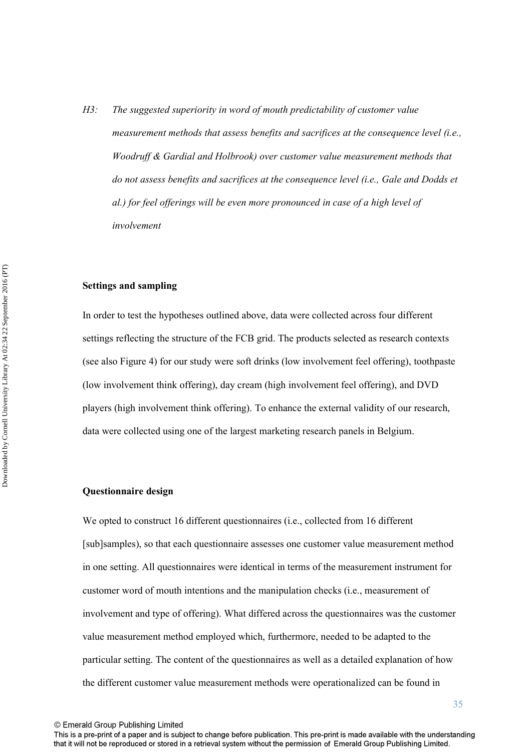*H3: The suggested superiority in word of mouth predictability of customer value measurement methods that assess benefits and sacrifices at the consequence level (i.e., Woodruff & Gardial and Holbrook) over customer value measurement methods that do not assess benefits and sacrifices at the consequence level (i.e., Gale and Dodds et al.) for feel offerings will be even more pronounced in case of a high level of involvement*

**Settings and sampling**

In order to test the hypotheses outlined above, data were collected across four different settings reflecting the structure of the FCB grid. The products selected as research contexts (see also Figure 4) for our study were soft drinks (low involvement feel offering), toothpaste (low involvement think offering), day cream (high involvement feel offering), and DVD players (high involvement think offering). To enhance the external validity of our research, data were collected using one of the largest marketing research panels in Belgium.

**Questionnaire design**

We opted to construct 16 different questionnaires (i.e., collected from 16 different [sub]samples), so that each questionnaire assesses one customer value measurement method in one setting. All questionnaires were identical in terms of the measurement instrument for customer word of mouth intentions and the manipulation checks (i.e., measurement of involvement and type of offering). What differed across the questionnaires was the customer value measurement method employed which, furthermore, needed to be adapted to the particular setting. The content of the questionnaires as well as a detailed explanation of how the different customer value measurement methods were operationalized can be found in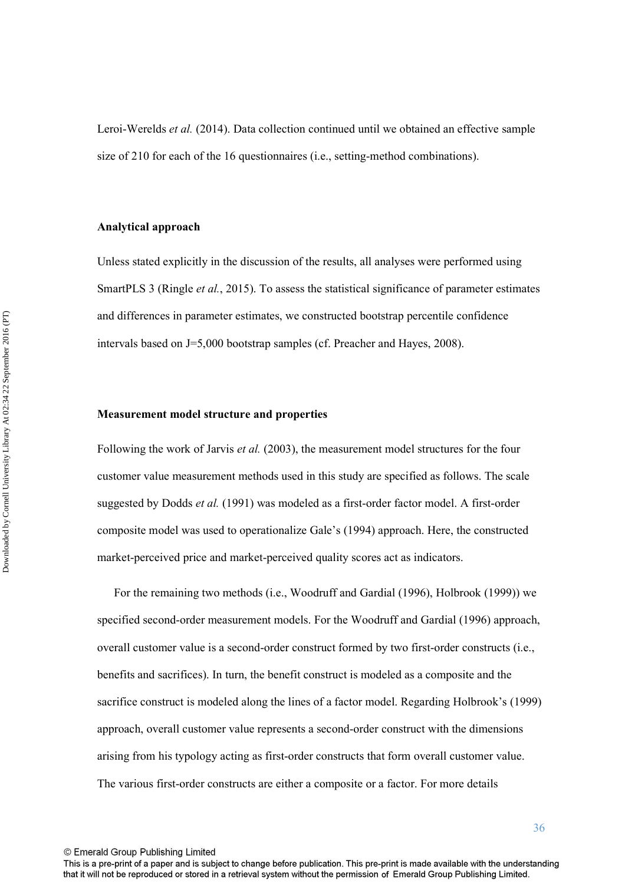Leroi-Werelds *et al.* (2014). Data collection continued until we obtained an effective sample size of 210 for each of the 16 questionnaires (i.e., setting-method combinations).

**Analytical approach**

Unless stated explicitly in the discussion of the results, all analyses were performed using SmartPLS 3 (Ringle *et al.*, 2015). To assess the statistical significance of parameter estimates and differences in parameter estimates, we constructed bootstrap percentile confidence intervals based on J=5,000 bootstrap samples (cf. Preacher and Hayes, 2008).

**Measurement model structure and properties**

Following the work of Jarvis *et al.* (2003), the measurement model structures for the four customer value measurement methods used in this study are specified as follows. The scale suggested by Dodds *et al.* (1991) was modeled as a first-order factor model. A first-order composite model was used to operationalize Gale's (1994) approach. Here, the constructed market-perceived price and market-perceived quality scores act as indicators.

For the remaining two methods (i.e., Woodruff and Gardial (1996), Holbrook (1999)) we specified second-order measurement models. For the Woodruff and Gardial (1996) approach, overall customer value is a second-order construct formed by two first-order constructs (i.e., benefits and sacrifices). In turn, the benefit construct is modeled as a composite and the sacrifice construct is modeled along the lines of a factor model. Regarding Holbrook's (1999) approach, overall customer value represents a second-order construct with the dimensions arising from his typology acting as first-order constructs that form overall customer value. The various first-order constructs are either a composite or a factor. For more details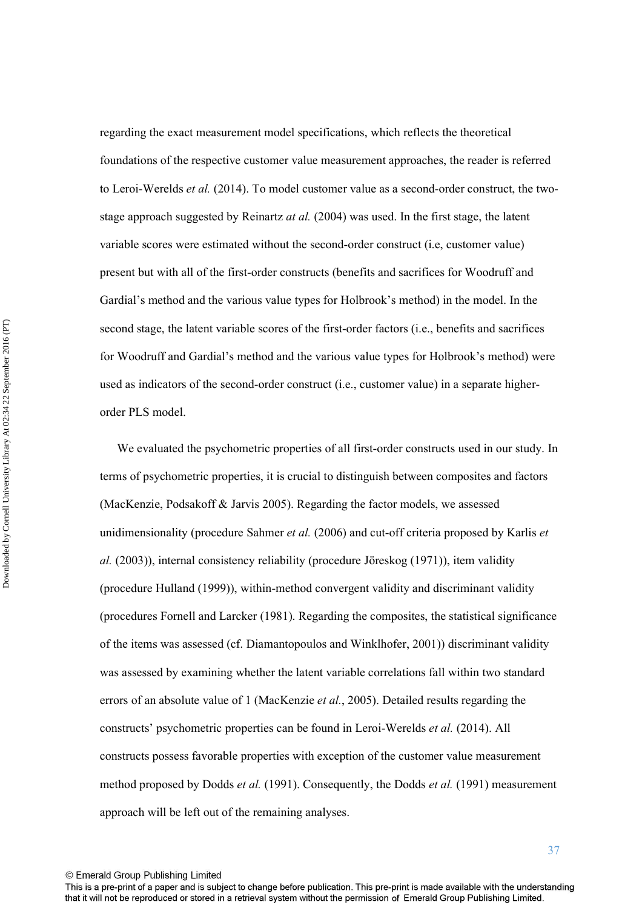regarding the exact measurement model specifications, which reflects the theoretical foundations of the respective customer value measurement approaches, the reader is referred to Leroi-Werelds *et al.* (2014). To model customer value as a second-order construct, the two-stage approach suggested by Reinartz *at al.* (2004) was used. In the first stage, the latent variable scores were estimated without the second-order construct (i.e, customer value) present but with all of the first-order constructs (benefits and sacrifices for Woodruff and Gardial's method and the various value types for Holbrook's method) in the model. In the second stage, the latent variable scores of the first-order factors (i.e., benefits and sacrifices for Woodruff and Gardial's method and the various value types for Holbrook's method) were used as indicators of the second-order construct (i.e., customer value) in a separate higher-order PLS model.

We evaluated the psychometric properties of all first-order constructs used in our study. In terms of psychometric properties, it is crucial to distinguish between composites and factors (MacKenzie, Podsakoff & Jarvis 2005). Regarding the factor models, we assessed unidimensionality (procedure Sahmer *et al.* (2006) and cut-off criteria proposed by Karlis *et al.* (2003)), internal consistency reliability (procedure Jöreskog (1971)), item validity (procedure Hulland (1999)), within-method convergent validity and discriminant validity (procedures Fornell and Larcker (1981). Regarding the composites, the statistical significance of the items was assessed (cf. Diamantopoulos and Winklhofer, 2001)) discriminant validity was assessed by examining whether the latent variable correlations fall within two standard errors of an absolute value of 1 (MacKenzie *et al.*, 2005). Detailed results regarding the constructs' psychometric properties can be found in Leroi-Werelds *et al.* (2014). All constructs possess favorable properties with exception of the customer value measurement method proposed by Dodds *et al.* (1991). Consequently, the Dodds *et al.* (1991) measurement approach will be left out of the remaining analyses.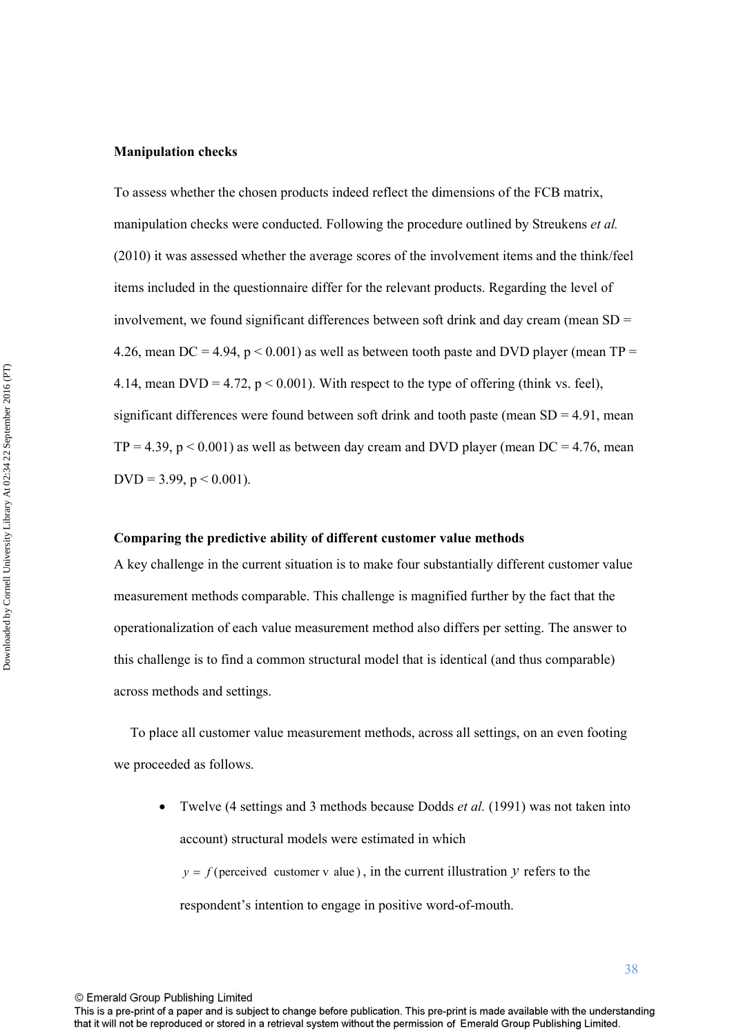**Manipulation checks**

To assess whether the chosen products indeed reflect the dimensions of the FCB matrix, manipulation checks were conducted. Following the procedure outlined by Streukens *et al.* (2010) it was assessed whether the average scores of the involvement items and the think/feel items included in the questionnaire differ for the relevant products. Regarding the level of involvement, we found significant differences between soft drink and day cream (mean SD = 4.26, mean DC = 4.94, $p < 0.001$) as well as between tooth paste and DVD player (mean TP = 4.14, mean DVD = 4.72, $p < 0.001$). With respect to the type of offering (think vs. feel), significant differences were found between soft drink and tooth paste (mean SD = 4.91, mean TP = 4.39, $p < 0.001$) as well as between day cream and DVD player (mean DC = 4.76, mean DVD = 3.99, $p < 0.001$).

**Comparing the predictive ability of different customer value methods**

A key challenge in the current situation is to make four substantially different customer value measurement methods comparable. This challenge is magnified further by the fact that the operationalization of each value measurement method also differs per setting. The answer to this challenge is to find a common structural model that is identical (and thus comparable) across methods and settings.

To place all customer value measurement methods, across all settings, on an even footing we proceeded as follows.

- Twelve (4 settings and 3 methods because Dodds *et al.* (1991) was not taken into account) structural models were estimated in which $y = f(\text{perceived customer value})$, in the current illustration $y$ refers to the respondent's intention to engage in positive word-of-mouth.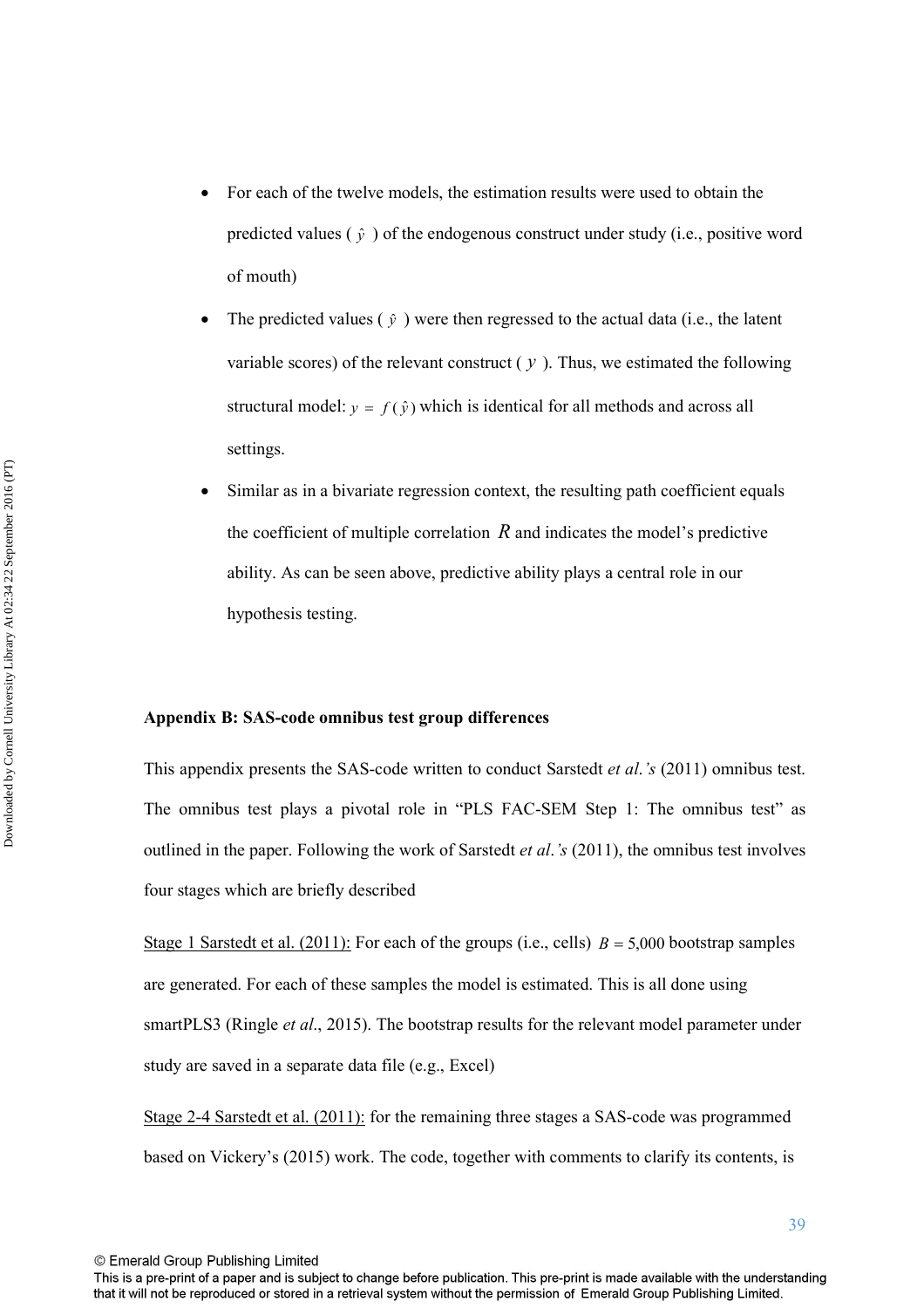- For each of the twelve models, the estimation results were used to obtain the predicted values ( $\hat{y}$ ) of the endogenous construct under study (i.e., positive word of mouth)
- The predicted values ( $\hat{y}$ ) were then regressed to the actual data (i.e., the latent variable scores) of the relevant construct ( $y$ ). Thus, we estimated the following structural model: $y = f(\hat{y})$ which is identical for all methods and across all settings.
- Similar as in a bivariate regression context, the resulting path coefficient equals the coefficient of multiple correlation $R$ and indicates the model's predictive ability. As can be seen above, predictive ability plays a central role in our hypothesis testing.

**Appendix B: SAS-code omnibus test group differences**

This appendix presents the SAS-code written to conduct Sarstedt *et al.'s* (2011) omnibus test. The omnibus test plays a pivotal role in "PLS FAC-SEM Step 1: The omnibus test" as outlined in the paper. Following the work of Sarstedt *et al.'s* (2011), the omnibus test involves four stages which are briefly described

Stage 1 Sarstedt et al. (2011): For each of the groups (i.e., cells) $B = 5{,}000$ bootstrap samples are generated. For each of these samples the model is estimated. This is all done using smartPLS3 (Ringle *et al*., 2015). The bootstrap results for the relevant model parameter under study are saved in a separate data file (e.g., Excel)

Stage 2-4 Sarstedt et al. (2011): for the remaining three stages a SAS-code was programmed based on Vickery's (2015) work. The code, together with comments to clarify its contents, is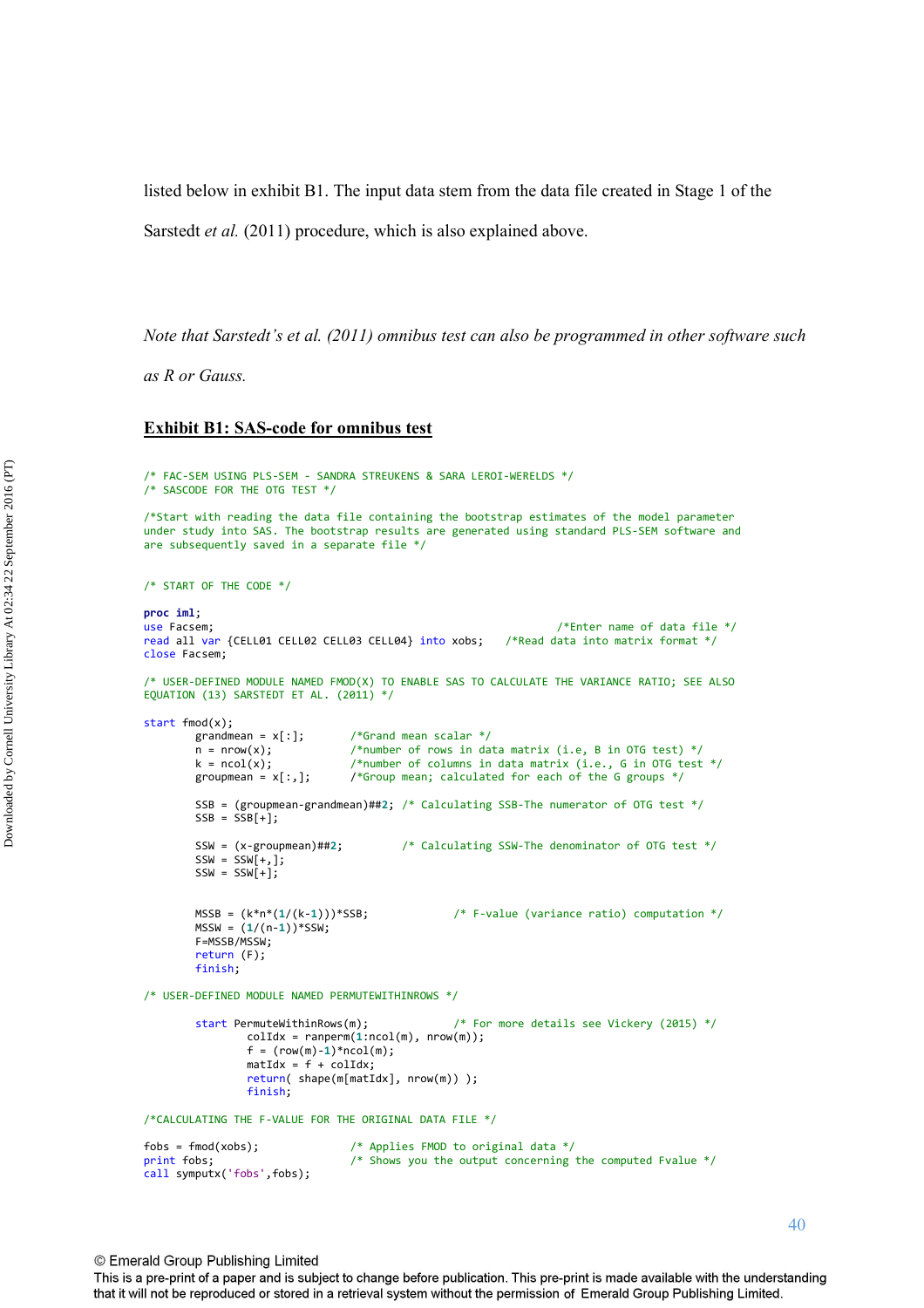listed below in exhibit B1. The input data stem from the data file created in Stage 1 of the Sarstedt *et al.* (2011) procedure, which is also explained above.

*Note that Sarstedt's et al. (2011) omnibus test can also be programmed in other software such as R or Gauss.*

**Exhibit B1: SAS-code for omnibus test**

```
/* FAC-SEM USING PLS-SEM - SANDRA STREUKENS & SARA LEROI-WERELDS */
/* SASCODE FOR THE OTG TEST */

/*Start with reading the data file containing the bootstrap estimates of the model parameter
under study into SAS. The bootstrap results are generated using standard PLS-SEM software and
are subsequently saved in a separate file */


/* START OF THE CODE */

proc iml;
use Facsem;                                                     /*Enter name of data file */
read all var {CELL01 CELL02 CELL03 CELL04} into xobs;   /*Read data into matrix format */
close Facsem;

/* USER-DEFINED MODULE NAMED FMOD(X) TO ENABLE SAS TO CALCULATE THE VARIANCE RATIO; SEE ALSO
EQUATION (13) SARSTEDT ET AL. (2011) */

start fmod(x);
        grandmean = x[:];       /*Grand mean scalar */
        n = nrow(x);            /*number of rows in data matrix (i.e, B in OTG test) */
        k = ncol(x);            /*number of columns in data matrix (i.e., G in OTG test */
        groupmean = x[:,];      /*Group mean; calculated for each of the G groups */

        SSB = (groupmean-grandmean)##2; /* Calculating SSB-The numerator of OTG test */
        SSB = SSB[+];

        SSW = (x-groupmean)##2;         /* Calculating SSW-The denominator of OTG test */
        SSW = SSW[+,];
        SSW = SSW[+];


        MSSB = (k*n*(1/(k-1)))*SSB;             /* F-value (variance ratio) computation */
        MSSW = (1/(n-1))*SSW;
        F=MSSB/MSSW;
        return (F);
        finish;

/* USER-DEFINED MODULE NAMED PERMUTEWITHINROWS */

        start PermuteWithinRows(m);             /* For more details see Vickery (2015) */
                colIdx = ranperm(1:ncol(m), nrow(m));
                f = (row(m)-1)*ncol(m);
                matIdx = f + colIdx;
                return( shape(m[matIdx], nrow(m)) );
                finish;

/*CALCULATING THE F-VALUE FOR THE ORIGINAL DATA FILE */

fobs = fmod(xobs);              /* Applies FMOD to original data */
print fobs;                     /* Shows you the output concerning the computed Fvalue */
call symputx('fobs',fobs);
```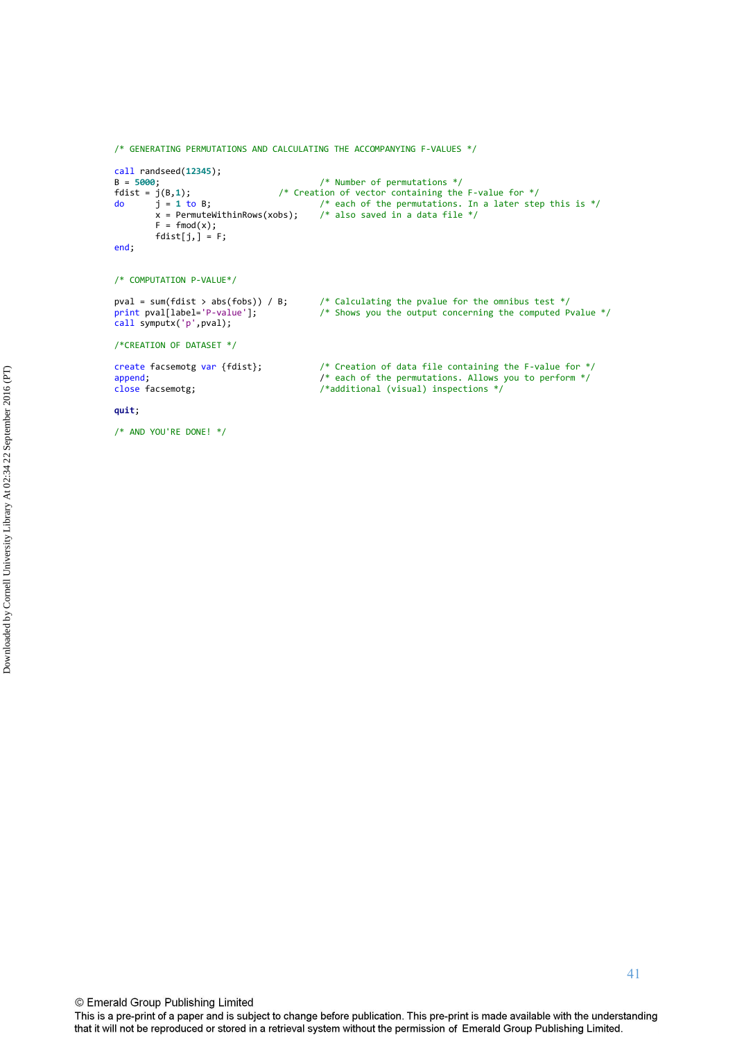```
/* GENERATING PERMUTATIONS AND CALCULATING THE ACCOMPANYING F-VALUES */

call randseed(12345);
B = 5000;                               /* Number of permutations */
fdist = j(B,1);                 /* Creation of vector containing the F-value for */
do      j = 1 to B;                     /* each of the permutations. In a later step this is */
        x = PermuteWithinRows(xobs);    /* also saved in a data file */
        F = fmod(x);
        fdist[j,] = F;
end;


/* COMPUTATION P-VALUE*/

pval = sum(fdist > abs(fobs)) / B;      /* Calculating the pvalue for the omnibus test */
print pval[label='P-value'];            /* Shows you the output concerning the computed Pvalue */
call symputx('p',pval);

/*CREATION OF DATASET */

create facsemotg var {fdist};           /* Creation of data file containing the F-value for */
append;                                 /* each of the permutations. Allows you to perform */
close facsemotg;                        /*additional (visual) inspections */

quit;

/* AND YOU'RE DONE! */
```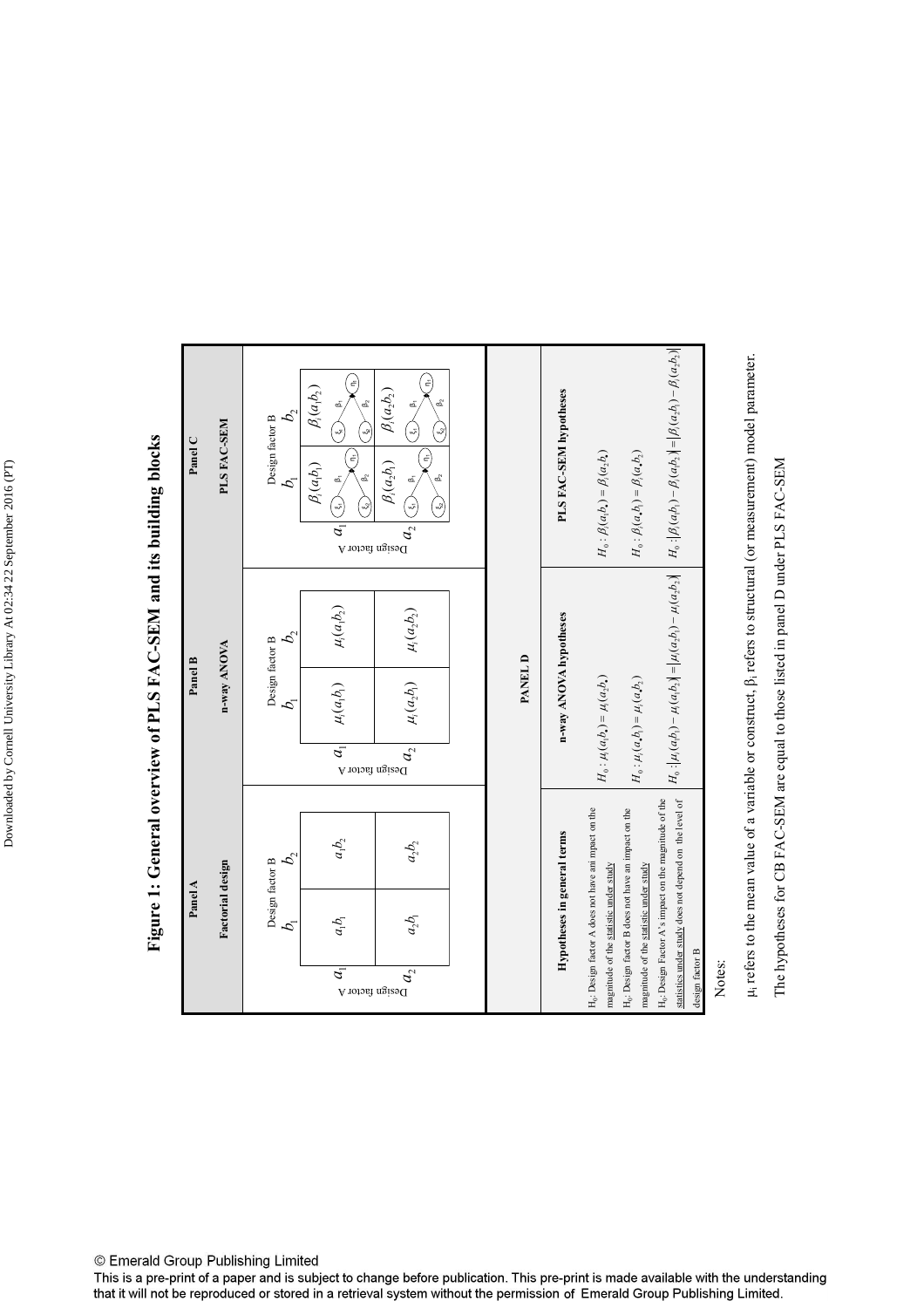**Figure 1: General overview of PLS FAC-SEM and its building blocks**

| Panel A<br>Factorial design | Panel B<br>n-way ANOVA | Panel C<br>PLS FAC-SEM |
|---|---|---|
| Design factor A × Design factor B: $a_1b_1$, $a_1b_2$, $a_2b_1$, $a_2b_2$ | Design factor A × Design factor B: $\mu_i(a_1b_1)$, $\mu_i(a_1b_2)$, $\mu_i(a_2b_1)$, $\mu_i(a_2b_2)$ | Design factor A × Design factor B: $\beta_i(a_1b_1)$, $\beta_i(a_1b_2)$, $\beta_i(a_2b_1)$, $\beta_i(a_2b_2)$ (each cell: model with $\xi_1$, $\xi_2$ → $\eta_1$ via $\beta_1$, $\beta_2$) |

**PANEL D**

| Hypotheses in general terms | n-way ANOVA hypotheses | PLS FAC-SEM hypotheses |
|---|---|---|
| $H_0$: Design factor A does not have an impact on the magnitude of the statistic under study | $H_0: \mu_i(a_1b_\bullet) = \mu_i(a_2b_\bullet)$ | $H_0: \beta_i(a_1b_\bullet) = \beta_i(a_2b_\bullet)$ |
| $H_0$: Design factor B does not have an impact on the magnitude of the statistic under study | $H_0: \mu_i(a_\bullet b_1) = \mu_i(a_\bullet b_2)$ | $H_0: \beta_i(a_\bullet b_1) = \beta_i(a_\bullet b_2)$ |
| $H_0$: Design Factor A's impact on the magnitude of the statistics under study does not depend on the level of design factor B | $H_0: \lvert\mu_i(a_1b_1) - \mu_i(a_1b_2)\rvert = \lvert\mu_i(a_2b_1) - \mu_i(a_2b_2)\rvert$ | $H_0: \lvert\beta_i(a_1b_1) - \beta_i(a_1b_2)\rvert = \lvert\beta_i(a_2b_1) - \beta_i(a_2b_2)\rvert$ |

Notes:

$\mu_i$ refers to the mean value of a variable or construct, $\beta_i$ refers to structural (or measurement) model parameter.

The hypotheses for CB FAC-SEM are equal to those listed in panel D under PLS FAC-SEM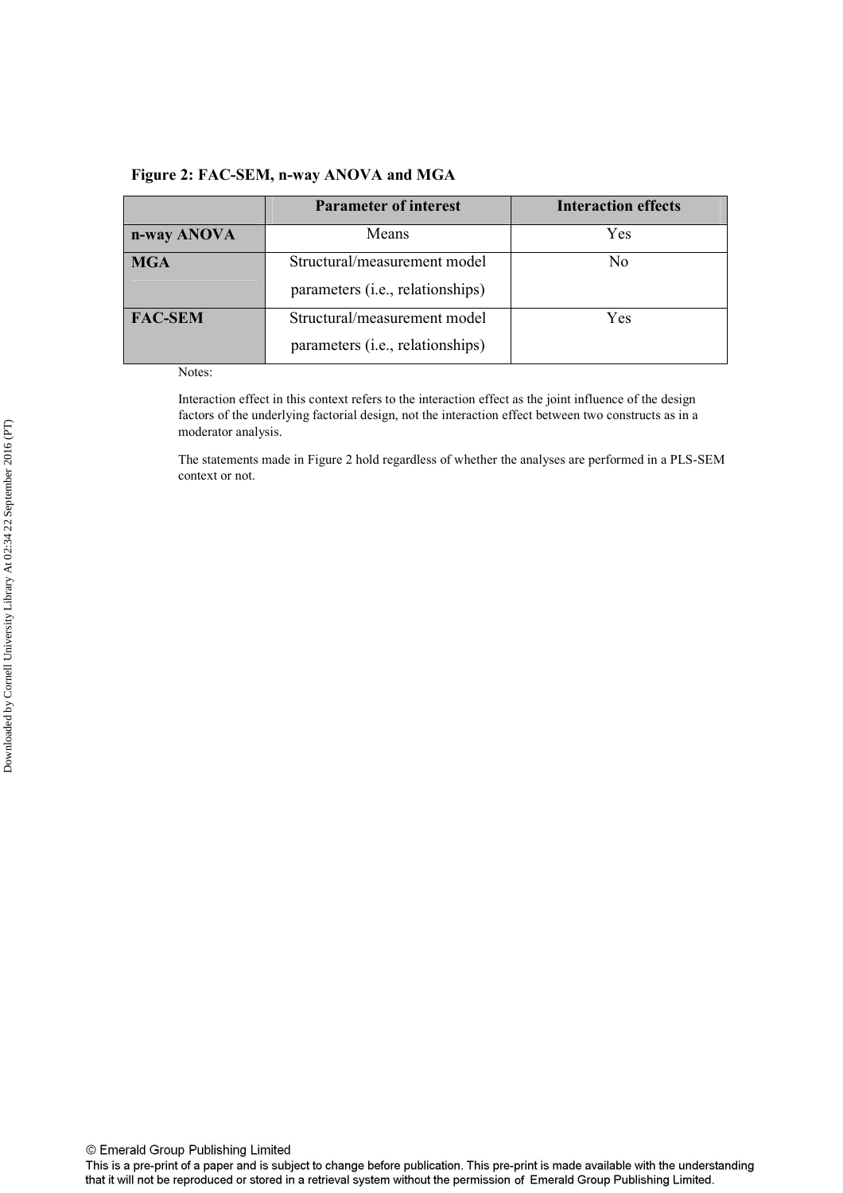**Figure 2: FAC-SEM, n-way ANOVA and MGA**

| | Parameter of interest | Interaction effects |
|---|---|---|
| **n-way ANOVA** | Means | Yes |
| **MGA** | Structural/measurement model parameters (i.e., relationships) | No |
| **FAC-SEM** | Structural/measurement model parameters (i.e., relationships) | Yes |

Notes:

Interaction effect in this context refers to the interaction effect as the joint influence of the design factors of the underlying factorial design, not the interaction effect between two constructs as in a moderator analysis.

The statements made in Figure 2 hold regardless of whether the analyses are performed in a PLS-SEM context or not.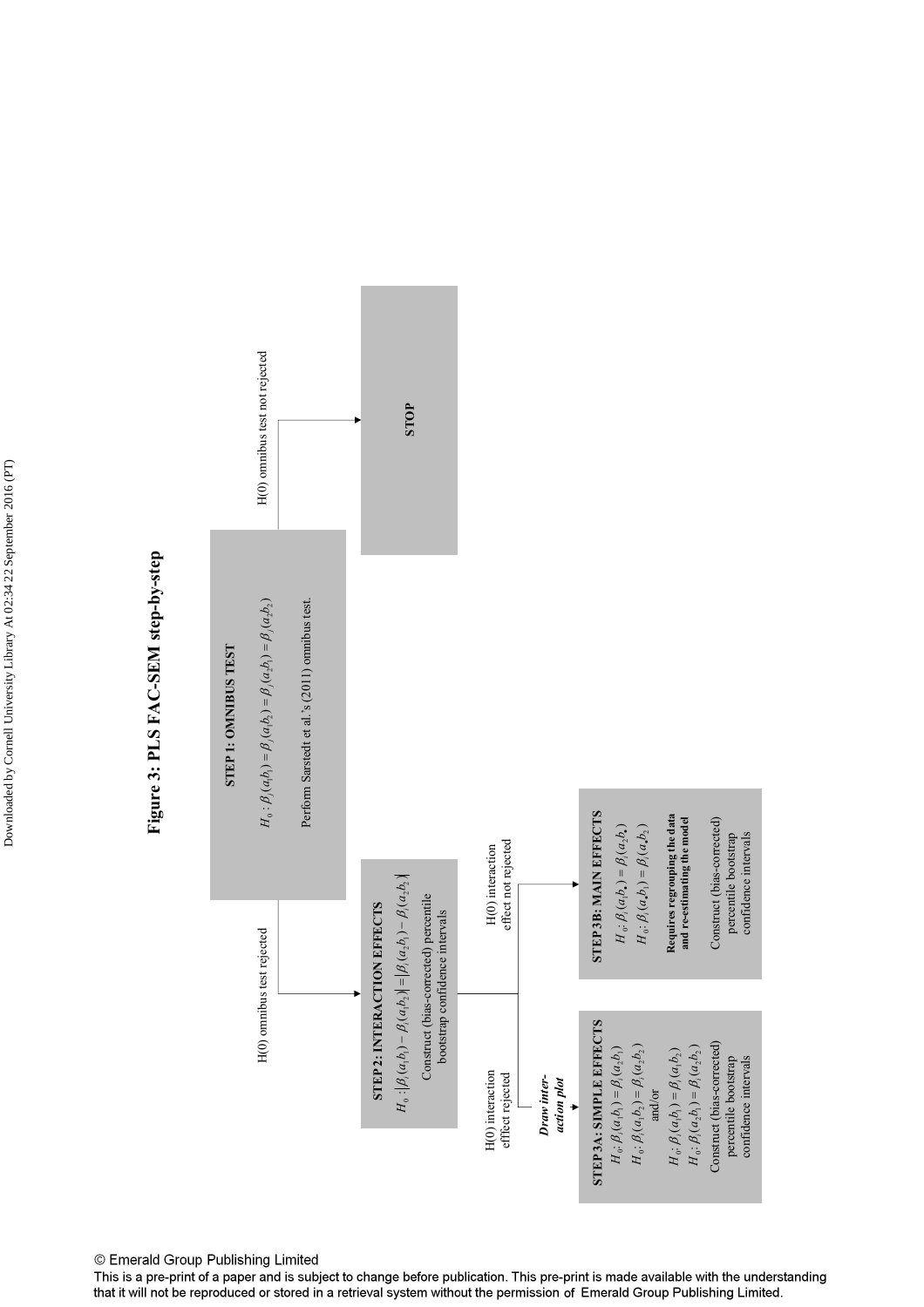# Figure 3: PLS FAC-SEM step-by-step

**STEP 1: OMNIBUS TEST**

$H_0: \beta_j(a_1b_1) = \beta_j(a_1b_2) = \beta_j(a_2b_1) = \beta_j(a_2b_2)$

Perform Sarstedt et al.'s (2011) omnibus test.

H(0) omnibus test not rejected → **STOP**

H(0) omnibus test rejected →

**STEP 2: INTERACTION EFFECTS**

$H_0: |\beta_i(a_1b_1) - \beta_i(a_1b_2)| = |\beta_i(a_2b_1) - \beta_i(a_2b_2)|$

Construct (bias-corrected) percentile bootstrap confidence intervals

H(0) interaction effect rejected → *Draw interaction plot* →

**STEP 3A: SIMPLE EFFECTS**

$H_0: \beta_i(a_1b_1) = \beta_i(a_2b_1)$

$H_0: \beta_i(a_1b_2) = \beta_i(a_2b_2)$

and/or

$H_0: \beta_i(a_1b_1) = \beta_i(a_1b_2)$

$H_0: \beta_i(a_2b_1) = \beta_i(a_2b_2)$

Construct (bias-corrected) percentile bootstrap confidence intervals

H(0) interaction effect not rejected →

**STEP 3B: MAIN EFFECTS**

$H_0: \beta_i(a_1b_\bullet) = \beta_i(a_2b_\bullet)$

$H_0: \beta_i(a_\bullet b_1) = \beta_i(a_\bullet b_2)$

**Requires regrouping the data and re-estimating the model**

Construct (bias-corrected) percentile bootstrap confidence intervals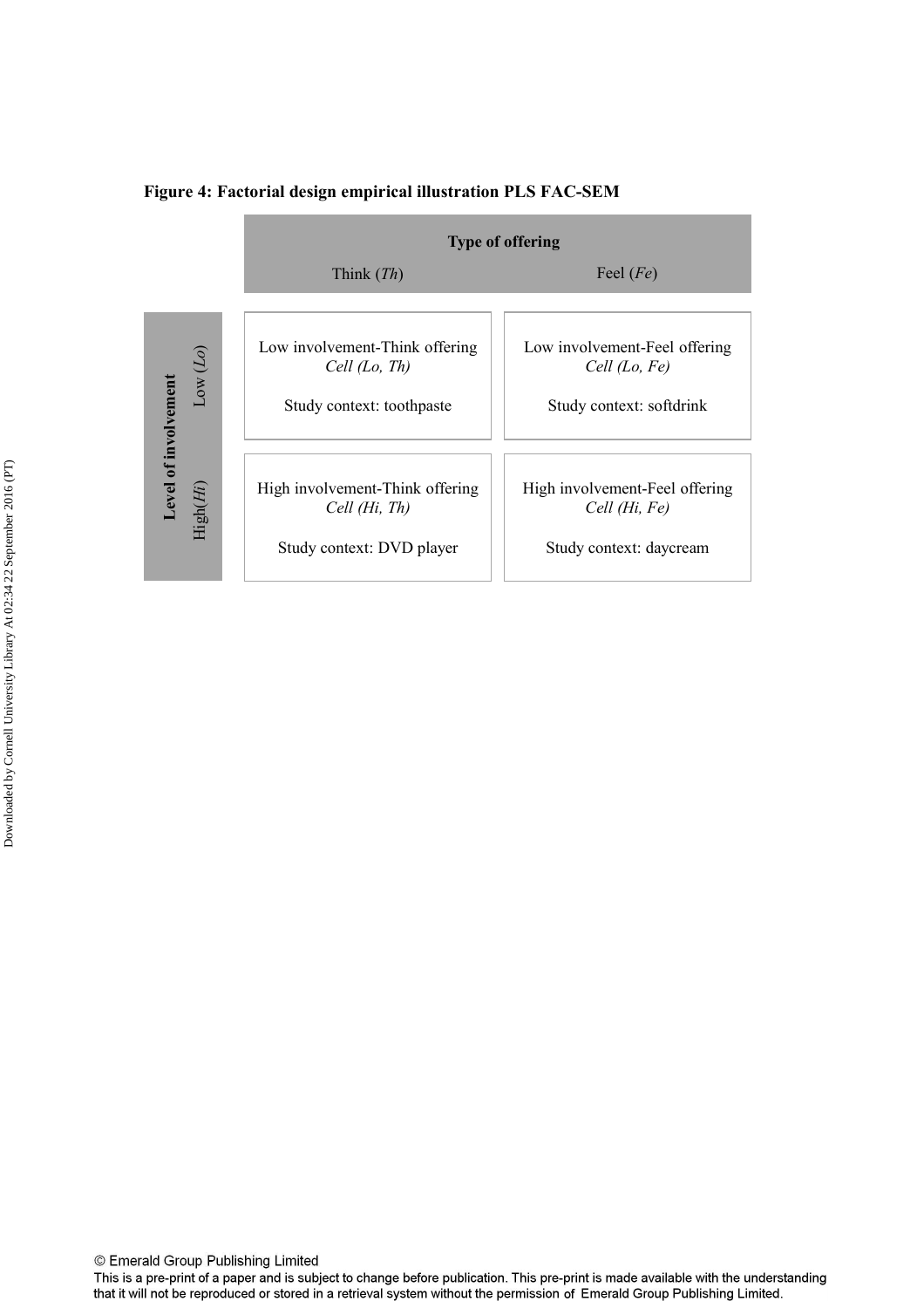**Figure 4: Factorial design empirical illustration PLS FAC-SEM**

| | | Type of offering | |
|---|---|---|---|
| | | Think (*Th*) | Feel (*Fe*) |
| **Level of involvement** | Low (*Lo*) | Low involvement-Think offering<br>*Cell (Lo, Th)*<br><br>Study context: toothpaste | Low involvement-Feel offering<br>*Cell (Lo, Fe)*<br><br>Study context: softdrink |
| | High(*Hi*) | High involvement-Think offering<br>*Cell (Hi, Th)*<br><br>Study context: DVD player | High involvement-Feel offering<br>*Cell (Hi, Fe)*<br><br>Study context: daycream |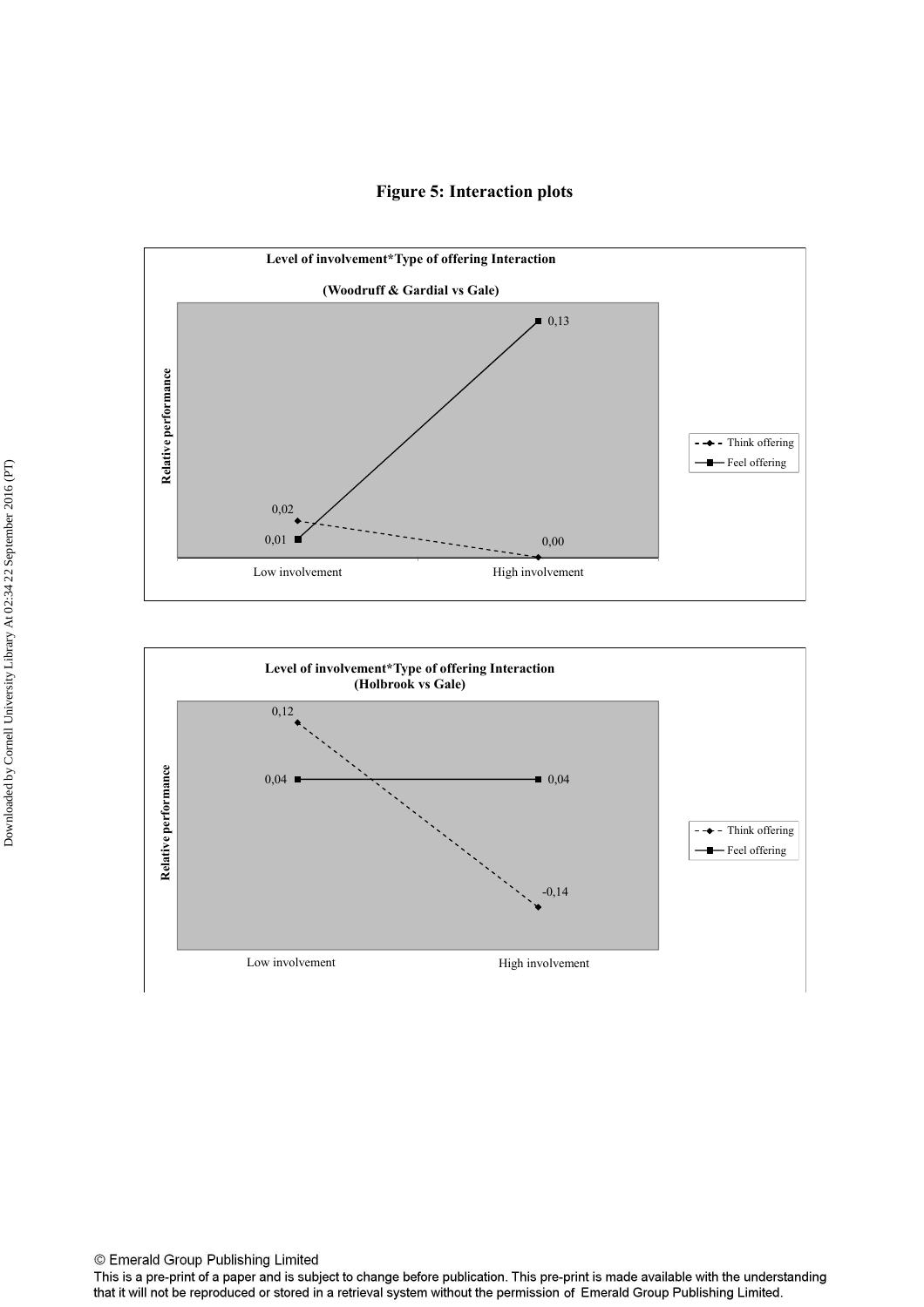**Figure 5: Interaction plots**

**Level of involvement*Type of offering Interaction**

**(Woodruff & Gardial vs Gale)**

Relative performance

| | Low involvement | High involvement |
|---|---|---|
| Think offering | 0,02 | 0,00 |
| Feel offering | 0,01 | 0,13 |

**Level of involvement*Type of offering Interaction**
**(Holbrook vs Gale)**

Relative performance

| | Low involvement | High involvement |
|---|---|---|
| Think offering | 0,12 | -0,14 |
| Feel offering | 0,04 | 0,04 |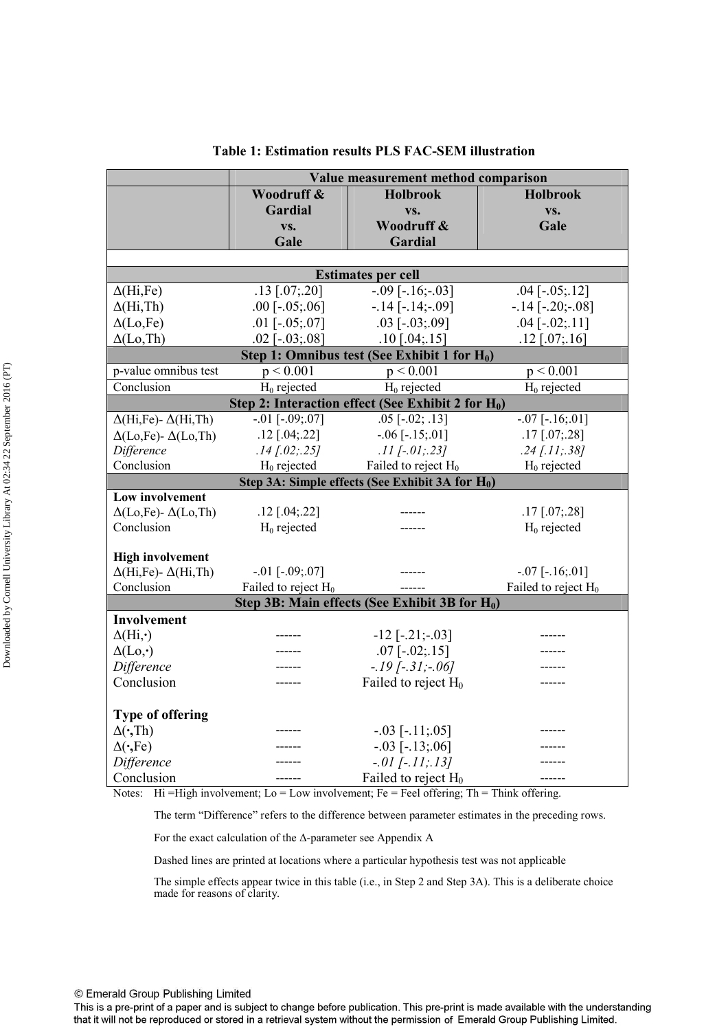**Table 1: Estimation results PLS FAC-SEM illustration**

| | Value measurement method comparison | | |
|---|---|---|---|
| | Woodruff & Gardial vs. Gale | Holbrook vs. Woodruff & Gardial | Holbrook vs. Gale |
| **Estimates per cell** | | | |
| Δ(Hi,Fe) | .13 [.07;.20] | -.09 [-.16;-.03] | .04 [-.05;.12] |
| Δ(Hi,Th) | .00 [-.05;.06] | -.14 [-.14;-.09] | -.14 [-.20;-.08] |
| Δ(Lo,Fe) | .01 [-.05;.07] | .03 [-.03;.09] | .04 [-.02;.11] |
| Δ(Lo,Th) | .02 [-.03;.08] | .10 [.04;.15] | .12 [.07;.16] |
| **Step 1: Omnibus test (See Exhibit 1 for $H_0$)** | | | |
| p-value omnibus test | $p < 0.001$ | $p < 0.001$ | $p < 0.001$ |
| Conclusion | $H_0$ rejected | $H_0$ rejected | $H_0$ rejected |
| **Step 2: Interaction effect (See Exhibit 2 for $H_0$)** | | | |
| Δ(Hi,Fe)- Δ(Hi,Th) | -.01 [-.09;.07] | .05 [-.02; .13] | -.07 [-.16;.01] |
| Δ(Lo,Fe)- Δ(Lo,Th) | .12 [.04;.22] | -.06 [-.15;.01] | .17 [.07;.28] |
| *Difference* | *.14 [.02;.25]* | *.11 [-.01;.23]* | *.24 [.11;.38]* |
| Conclusion | $H_0$ rejected | Failed to reject $H_0$ | $H_0$ rejected |
| **Step 3A: Simple effects (See Exhibit 3A for $H_0$)** | | | |
| **Low involvement** | | | |
| Δ(Lo,Fe)- Δ(Lo,Th) | .12 [.04;.22] | ------ | .17 [.07;.28] |
| Conclusion | $H_0$ rejected | ------ | $H_0$ rejected |
| **High involvement** | | | |
| Δ(Hi,Fe)- Δ(Hi,Th) | -.01 [-.09;.07] | ------ | -.07 [-.16;.01] |
| Conclusion | Failed to reject $H_0$ | ------ | Failed to reject $H_0$ |
| **Step 3B: Main effects (See Exhibit 3B for $H_0$)** | | | |
| **Involvement** | | | |
| Δ(Hi,•) | ------ | -12 [-.21;-.03] | ------ |
| Δ(Lo,•) | ------ | .07 [-.02;.15] | ------ |
| *Difference* | ------ | *-.19 [-.31;-.06]* | ------ |
| Conclusion | ------ | Failed to reject $H_0$ | ------ |
| **Type of offering** | | | |
| Δ(•,Th) | ------ | -.03 [-.11;.05] | ------ |
| Δ(•,Fe) | ------ | -.03 [-.13;.06] | ------ |
| *Difference* | ------ | *-.01 [-.11;.13]* | ------ |
| Conclusion | ------ | Failed to reject $H_0$ | ------ |

Notes: Hi =High involvement; Lo = Low involvement; Fe = Feel offering; Th = Think offering.

The term "Difference" refers to the difference between parameter estimates in the preceding rows.

For the exact calculation of the Δ-parameter see Appendix A

Dashed lines are printed at locations where a particular hypothesis test was not applicable

The simple effects appear twice in this table (i.e., in Step 2 and Step 3A). This is a deliberate choice made for reasons of clarity.